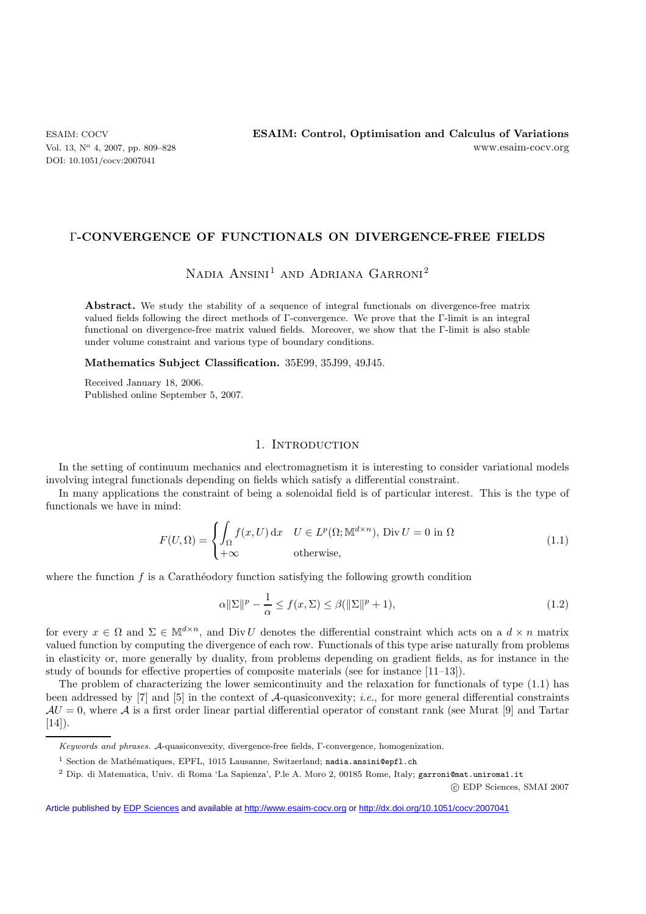# Γ-CONVERGENCE OF FUNCTIONALS ON DIVERGENCE-FREE FIELDS

Nadia Ansini[1] and Adriana Garroni[2]

**Abstract.** We study the stability of a sequence of integral functionals on divergence-free matrix valued fields following the direct methods of Γ-convergence. We prove that the Γ-limit is an integral functional on divergence-free matrix valued fields. Moreover, we show that the Γ-limit is also stable under volume constraint and various type of boundary conditions.

**Mathematics Subject Classification.** 35E99, 35J99, 49J45.

Received January 18, 2006.
Published online September 5, 2007.

## 1. Introduction

In the setting of continuum mechanics and electromagnetism it is interesting to consider variational models involving integral functionals depending on fields which satisfy a differential constraint.

In many applications the constraint of being a solenoidal field is of particular interest. This is the type of functionals we have in mind:

$$
F(U,\Omega) = \begin{cases} \displaystyle\int_\Omega f(x,U)\,\mathrm{d}x & U \in L^p(\Omega;\mathbb{M}^{d\times n}),\ \mathrm{Div}\,U = 0 \text{ in } \Omega \\ +\infty & \text{otherwise,} \end{cases} \tag{1.1}
$$

where the function $f$ is a Carathéodory function satisfying the following growth condition

$$
\alpha\|\Sigma\|^p - \frac{1}{\alpha} \leq f(x,\Sigma) \leq \beta(\|\Sigma\|^p + 1), \tag{1.2}
$$

for every $x \in \Omega$ and $\Sigma \in \mathbb{M}^{d\times n}$, and $\mathrm{Div}\,U$ denotes the differential constraint which acts on a $d\times n$ matrix valued function by computing the divergence of each row. Functionals of this type arise naturally from problems in elasticity or, more generally by duality, from problems depending on gradient fields, as for instance in the study of bounds for effective properties of composite materials (see for instance [11–13]).

The problem of characterizing the lower semicontinuity and the relaxation for functionals of type (1.1) has been addressed by [7] and [5] in the context of $\mathcal{A}$-quasiconvexity; *i.e.*, for more general differential constraints $\mathcal{A}U = 0$, where $\mathcal{A}$ is a first order linear partial differential operator of constant rank (see Murat [9] and Tartar [14]).

*Keywords and phrases.* $\mathcal{A}$-quasiconvexity, divergence-free fields, Γ-convergence, homogenization.

[1] Section de Mathématiques, EPFL, 1015 Lausanne, Switzerland; nadia.ansini@epfl.ch

[2] Dip. di Matematica, Univ. di Roma 'La Sapienza', P.le A. Moro 2, 00185 Rome, Italy; garroni@mat.uniroma1.it

© EDP Sciences, SMAI 2007

Article published by EDP Sciences and available at http://www.esaim-cocv.org or http://dx.doi.org/10.1051/cocv:2007041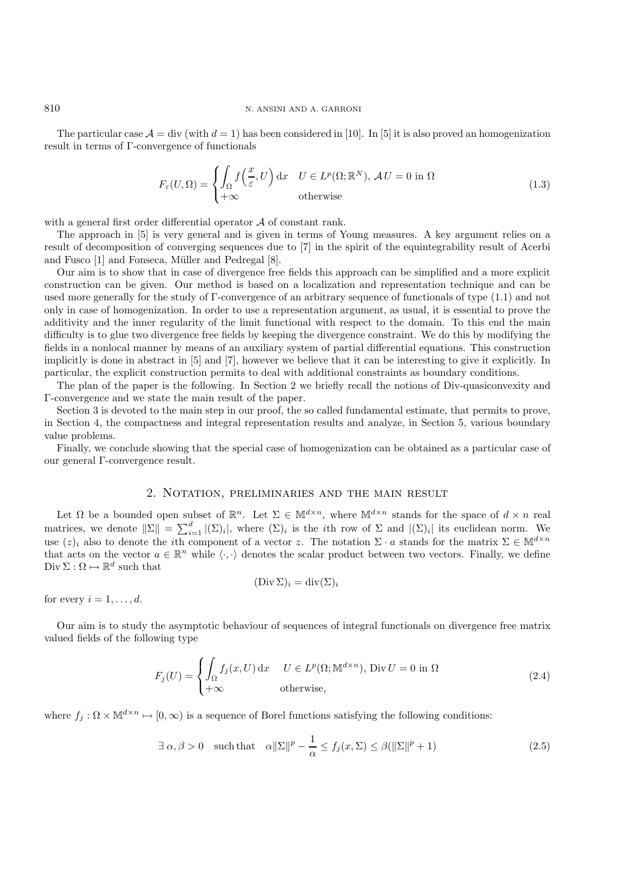The particular case $\mathcal{A} = \operatorname{div}$ (with $d = 1$) has been considered in [10]. In [5] it is also proved an homogenization result in terms of Γ-convergence of functionals

$$F_\varepsilon(U, \Omega) = \begin{cases} \displaystyle\int_\Omega f\Big(\frac{x}{\varepsilon}, U\Big)\,\mathrm{d}x & U \in L^p(\Omega; \mathbb{R}^N),\ \mathcal{A}U = 0 \text{ in } \Omega \\ +\infty & \text{otherwise} \end{cases} \tag{1.3}$$

with a general first order differential operator $\mathcal{A}$ of constant rank.

The approach in [5] is very general and is given in terms of Young measures. A key argument relies on a result of decomposition of converging sequences due to [7] in the spirit of the equintegrability result of Acerbi and Fusco [1] and Fonseca, Müller and Pedregal [8].

Our aim is to show that in case of divergence free fields this approach can be simplified and a more explicit construction can be given. Our method is based on a localization and representation technique and can be used more generally for the study of Γ-convergence of an arbitrary sequence of functionals of type (1.1) and not only in case of homogenization. In order to use a representation argument, as usual, it is essential to prove the additivity and the inner regularity of the limit functional with respect to the domain. To this end the main difficulty is to glue two divergence free fields by keeping the divergence constraint. We do this by modifying the fields in a nonlocal manner by means of an auxiliary system of partial differential equations. This construction implicitly is done in abstract in [5] and [7], however we believe that it can be interesting to give it explicitly. In particular, the explicit construction permits to deal with additional constraints as boundary conditions.

The plan of the paper is the following. In Section 2 we briefly recall the notions of Div-quasiconvexity and Γ-convergence and we state the main result of the paper.

Section 3 is devoted to the main step in our proof, the so called fundamental estimate, that permits to prove, in Section 4, the compactness and integral representation results and analyze, in Section 5, various boundary value problems.

Finally, we conclude showing that the special case of homogenization can be obtained as a particular case of our general Γ-convergence result.

## 2. Notation, preliminaries and the main result

Let $\Omega$ be a bounded open subset of $\mathbb{R}^n$. Let $\Sigma \in \mathbb{M}^{d\times n}$, where $\mathbb{M}^{d\times n}$ stands for the space of $d \times n$ real matrices, we denote $\|\Sigma\| = \sum_{i=1}^d |(\Sigma)_i|$, where $(\Sigma)_i$ is the $i$th row of $\Sigma$ and $|(\Sigma)_i|$ its euclidean norm. We use $(z)_i$ also to denote the $i$th component of a vector $z$. The notation $\Sigma \cdot a$ stands for the matrix $\Sigma \in \mathbb{M}^{d\times n}$ that acts on the vector $a \in \mathbb{R}^n$ while $\langle \cdot, \cdot \rangle$ denotes the scalar product between two vectors. Finally, we define $\operatorname{Div} \Sigma : \Omega \mapsto \mathbb{R}^d$ such that

$$(\operatorname{Div} \Sigma)_i = \operatorname{div}(\Sigma)_i$$

for every $i = 1, \ldots, d$.

Our aim is to study the asymptotic behaviour of sequences of integral functionals on divergence free matrix valued fields of the following type

$$F_j(U) = \begin{cases} \displaystyle\int_\Omega f_j(x, U)\,\mathrm{d}x & U \in L^p(\Omega; \mathbb{M}^{d\times n}),\ \operatorname{Div} U = 0 \text{ in } \Omega \\ +\infty & \text{otherwise,} \end{cases} \tag{2.4}$$

where $f_j : \Omega \times \mathbb{M}^{d\times n} \mapsto [0, \infty)$ is a sequence of Borel functions satisfying the following conditions:

$$\exists\, \alpha, \beta > 0 \quad \text{such that} \quad \alpha\|\Sigma\|^p - \frac{1}{\alpha} \le f_j(x, \Sigma) \le \beta(\|\Sigma\|^p + 1) \tag{2.5}$$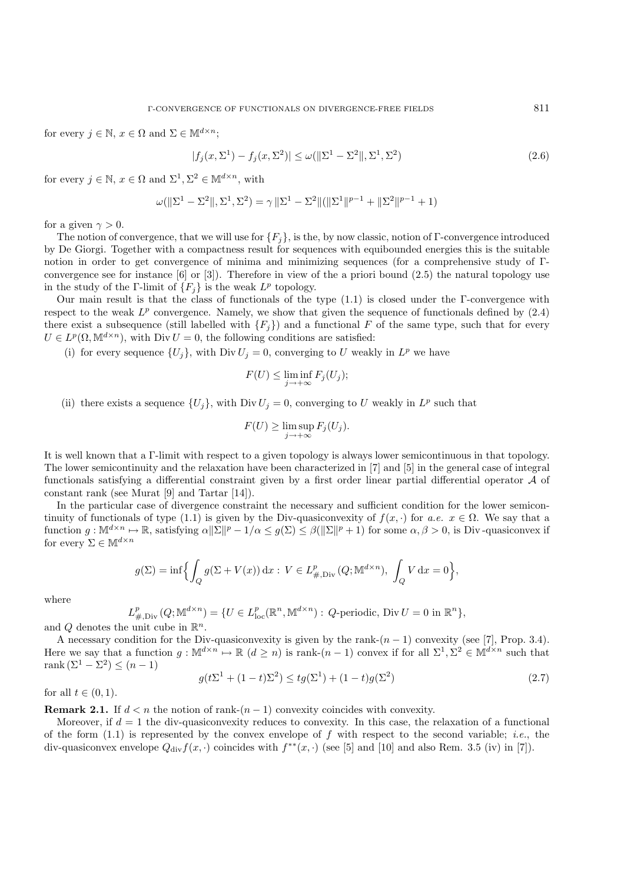for every $j \in \mathbb{N}$, $x \in \Omega$ and $\Sigma \in \mathbb{M}^{d\times n}$;

$$|f_j(x, \Sigma^1) - f_j(x, \Sigma^2)| \leq \omega(\|\Sigma^1 - \Sigma^2\|, \Sigma^1, \Sigma^2) \tag{2.6}$$

for every $j \in \mathbb{N}$, $x \in \Omega$ and $\Sigma^1, \Sigma^2 \in \mathbb{M}^{d\times n}$, with

$$\omega(\|\Sigma^1 - \Sigma^2\|, \Sigma^1, \Sigma^2) = \gamma \|\Sigma^1 - \Sigma^2\|(\|\Sigma^1\|^{p-1} + \|\Sigma^2\|^{p-1} + 1)$$

for a given $\gamma > 0$.

The notion of convergence, that we will use for $\{F_j\}$, is the, by now classic, notion of $\Gamma$-convergence introduced by De Giorgi. Together with a compactness result for sequences with equibounded energies this is the suitable notion in order to get convergence of minima and minimizing sequences (for a comprehensive study of $\Gamma$-convergence see for instance [6] or [3]). Therefore in view of the a priori bound (2.5) the natural topology use in the study of the $\Gamma$-limit of $\{F_j\}$ is the weak $L^p$ topology.

Our main result is that the class of functionals of the type (1.1) is closed under the $\Gamma$-convergence with respect to the weak $L^p$ convergence. Namely, we show that given the sequence of functionals defined by (2.4) there exist a subsequence (still labelled with $\{F_j\}$) and a functional $F$ of the same type, such that for every $U \in L^p(\Omega, \mathbb{M}^{d\times n})$, with $\operatorname{Div} U = 0$, the following conditions are satisfied:

(i) for every sequence $\{U_j\}$, with $\operatorname{Div} U_j = 0$, converging to $U$ weakly in $L^p$ we have

$$F(U) \leq \liminf_{j\to+\infty} F_j(U_j);$$

(ii) there exists a sequence $\{U_j\}$, with $\operatorname{Div} U_j = 0$, converging to $U$ weakly in $L^p$ such that

$$F(U) \geq \limsup_{j\to+\infty} F_j(U_j).$$

It is well known that a $\Gamma$-limit with respect to a given topology is always lower semicontinuous in that topology. The lower semicontinuity and the relaxation have been characterized in [7] and [5] in the general case of integral functionals satisfying a differential constraint given by a first order linear partial differential operator $\mathcal{A}$ of constant rank (see Murat [9] and Tartar [14]).

In the particular case of divergence constraint the necessary and sufficient condition for the lower semicontinuity of functionals of type (1.1) is given by the Div-quasiconvexity of $f(x, \cdot)$ for *a.e.* $x \in \Omega$. We say that a function $g : \mathbb{M}^{d\times n} \mapsto \mathbb{R}$, satisfying $\alpha\|\Sigma\|^p - 1/\alpha \leq g(\Sigma) \leq \beta(\|\Sigma\|^p + 1)$ for some $\alpha, \beta > 0$, is Div-quasiconvex if for every $\Sigma \in \mathbb{M}^{d\times n}$

$$g(\Sigma) = \inf\Big\{\int_Q g(\Sigma + V(x))\,\mathrm{d}x : V \in L^p_{\#,\mathrm{Div}}(Q; \mathbb{M}^{d\times n}),\ \int_Q V\,\mathrm{d}x = 0\Big\},$$

where

$$L^p_{\#,\mathrm{Div}}(Q; \mathbb{M}^{d\times n}) = \{U \in L^p_{\mathrm{loc}}(\mathbb{R}^n, \mathbb{M}^{d\times n}) : Q\text{-periodic, } \operatorname{Div} U = 0 \text{ in } \mathbb{R}^n\},$$

and $Q$ denotes the unit cube in $\mathbb{R}^n$.

A necessary condition for the Div-quasiconvexity is given by the rank-$(n-1)$ convexity (see [7], Prop. 3.4). Here we say that a function $g : \mathbb{M}^{d\times n} \mapsto \mathbb{R}$ $(d \geq n)$ is rank-$(n-1)$ convex if for all $\Sigma^1, \Sigma^2 \in \mathbb{M}^{d\times n}$ such that $\operatorname{rank}(\Sigma^1 - \Sigma^2) \leq (n-1)$

$$g(t\Sigma^1 + (1-t)\Sigma^2) \leq tg(\Sigma^1) + (1-t)g(\Sigma^2) \tag{2.7}$$

for all $t \in (0, 1)$.

**Remark 2.1.** If $d < n$ the notion of rank-$(n-1)$ convexity coincides with convexity.

Moreover, if $d = 1$ the div-quasiconvexity reduces to convexity. In this case, the relaxation of a functional of the form (1.1) is represented by the convex envelope of $f$ with respect to the second variable; *i.e.*, the div-quasiconvex envelope $Q_{\mathrm{div}} f(x, \cdot)$ coincides with $f^{**}(x, \cdot)$ (see [5] and [10] and also Rem. 3.5 (iv) in [7]).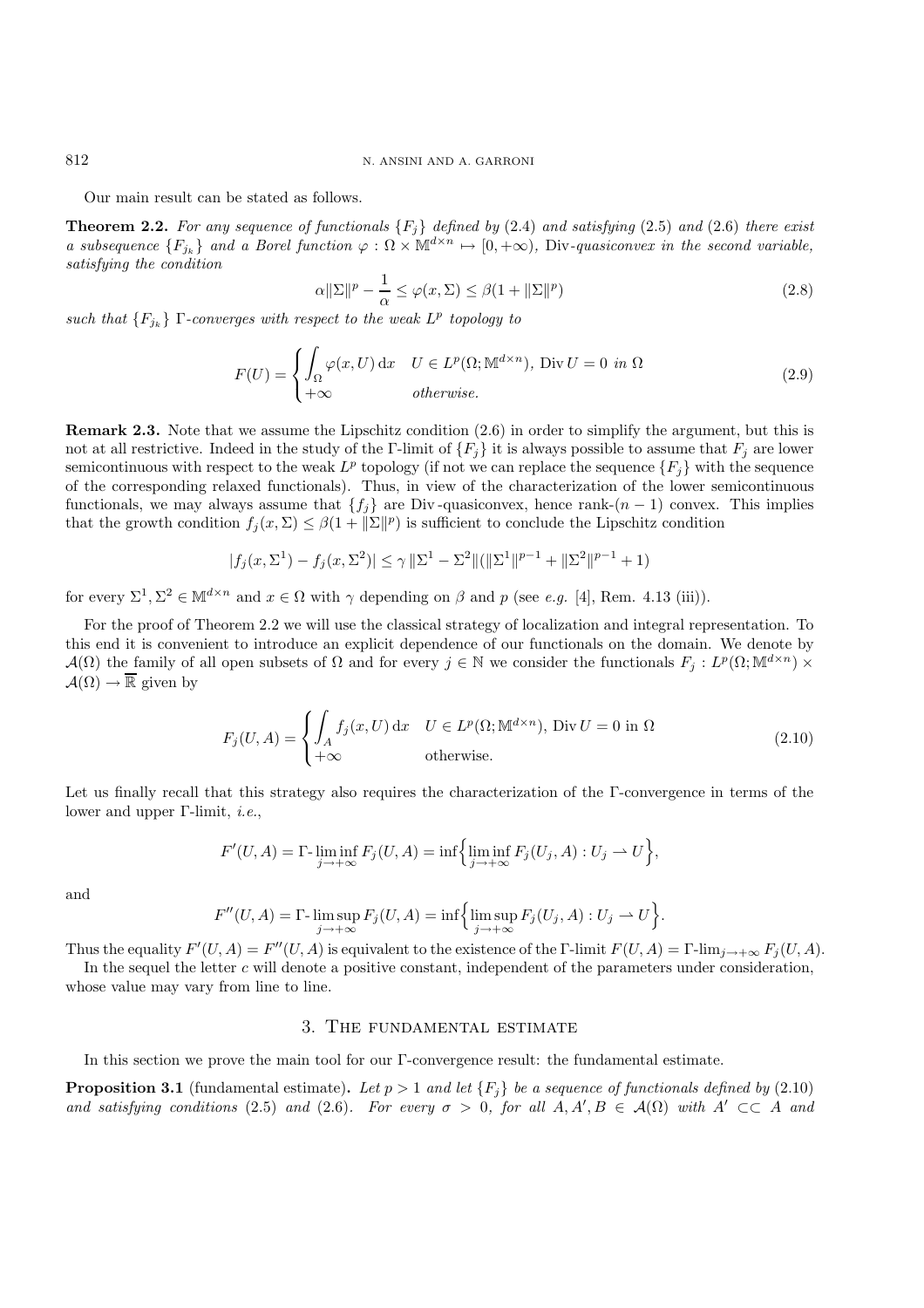Our main result can be stated as follows.

**Theorem 2.2.** *For any sequence of functionals $\{F_j\}$ defined by* (2.4) *and satisfying* (2.5) *and* (2.6) *there exist a subsequence $\{F_{j_k}\}$ and a Borel function $\varphi : \Omega \times \mathbb{M}^{d\times n} \mapsto [0, +\infty)$,* Div*-quasiconvex in the second variable, satisfying the condition*

$$\alpha\|\Sigma\|^p - \frac{1}{\alpha} \le \varphi(x, \Sigma) \le \beta(1 + \|\Sigma\|^p) \tag{2.8}$$

*such that $\{F_{j_k}\}$ $\Gamma$-converges with respect to the weak $L^p$ topology to*

$$F(U) = \begin{cases} \displaystyle\int_\Omega \varphi(x, U)\,\mathrm{d}x & U \in L^p(\Omega; \mathbb{M}^{d\times n}),\ \mathrm{Div}\, U = 0 \text{ in } \Omega \\ +\infty & \text{otherwise.} \end{cases} \tag{2.9}$$

**Remark 2.3.** Note that we assume the Lipschitz condition (2.6) in order to simplify the argument, but this is not at all restrictive. Indeed in the study of the $\Gamma$-limit of $\{F_j\}$ it is always possible to assume that $F_j$ are lower semicontinuous with respect to the weak $L^p$ topology (if not we can replace the sequence $\{F_j\}$ with the sequence of the corresponding relaxed functionals). Thus, in view of the characterization of the lower semicontinuous functionals, we may always assume that $\{f_j\}$ are Div-quasiconvex, hence rank-$(n-1)$ convex. This implies that the growth condition $f_j(x, \Sigma) \le \beta(1 + \|\Sigma\|^p)$ is sufficient to conclude the Lipschitz condition

$$|f_j(x, \Sigma^1) - f_j(x, \Sigma^2)| \le \gamma\, \|\Sigma^1 - \Sigma^2\|(\|\Sigma^1\|^{p-1} + \|\Sigma^2\|^{p-1} + 1)$$

for every $\Sigma^1, \Sigma^2 \in \mathbb{M}^{d\times n}$ and $x \in \Omega$ with $\gamma$ depending on $\beta$ and $p$ (see *e.g.* [4], Rem. 4.13 (iii)).

For the proof of Theorem 2.2 we will use the classical strategy of localization and integral representation. To this end it is convenient to introduce an explicit dependence of our functionals on the domain. We denote by $\mathcal{A}(\Omega)$ the family of all open subsets of $\Omega$ and for every $j \in \mathbb{N}$ we consider the functionals $F_j : L^p(\Omega; \mathbb{M}^{d\times n}) \times \mathcal{A}(\Omega) \to \overline{\mathbb{R}}$ given by

$$F_j(U, A) = \begin{cases} \displaystyle\int_A f_j(x, U)\,\mathrm{d}x & U \in L^p(\Omega; \mathbb{M}^{d\times n}),\ \mathrm{Div}\, U = 0 \text{ in } \Omega \\ +\infty & \text{otherwise.} \end{cases} \tag{2.10}$$

Let us finally recall that this strategy also requires the characterization of the $\Gamma$-convergence in terms of the lower and upper $\Gamma$-limit, *i.e.*,

$$F'(U, A) = \Gamma\text{-}\liminf_{j\to+\infty} F_j(U, A) = \inf\Big\{\liminf_{j\to+\infty} F_j(U_j, A) : U_j \rightharpoonup U\Big\},$$

and

$$F''(U, A) = \Gamma\text{-}\limsup_{j\to+\infty} F_j(U, A) = \inf\Big\{\limsup_{j\to+\infty} F_j(U_j, A) : U_j \rightharpoonup U\Big\}.$$

Thus the equality $F'(U, A) = F''(U, A)$ is equivalent to the existence of the $\Gamma$-limit $F(U, A) = \Gamma\text{-}\lim_{j\to+\infty} F_j(U, A)$.

In the sequel the letter $c$ will denote a positive constant, independent of the parameters under consideration, whose value may vary from line to line.

## 3. The fundamental estimate

In this section we prove the main tool for our $\Gamma$-convergence result: the fundamental estimate.

**Proposition 3.1** (fundamental estimate)**.** *Let $p > 1$ and let $\{F_j\}$ be a sequence of functionals defined by* (2.10) *and satisfying conditions* (2.5) *and* (2.6)*. For every $\sigma > 0$, for all $A, A', B \in \mathcal{A}(\Omega)$ with $A' \subset\subset A$ and*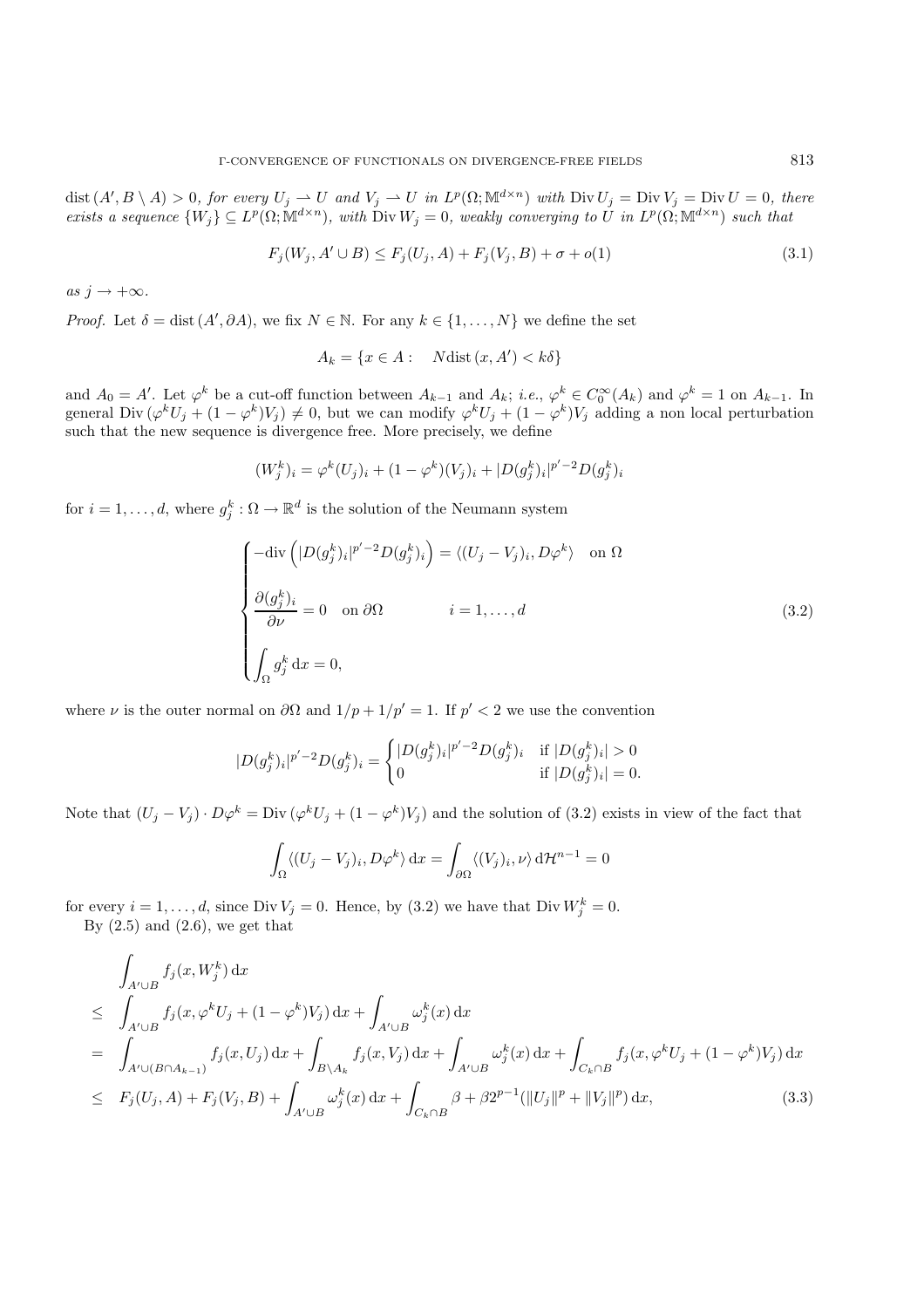$\operatorname{dist}(A', B \setminus A) > 0$, *for every* $U_j \rightharpoonup U$ *and* $V_j \rightharpoonup U$ *in* $L^p(\Omega; \mathbb{M}^{d\times n})$ *with* $\operatorname{Div} U_j = \operatorname{Div} V_j = \operatorname{Div} U = 0$, *there exists a sequence* $\{W_j\} \subseteq L^p(\Omega; \mathbb{M}^{d\times n})$, *with* $\operatorname{Div} W_j = 0$, *weakly converging to* $U$ *in* $L^p(\Omega; \mathbb{M}^{d\times n})$ *such that*

$$F_j(W_j, A' \cup B) \leq F_j(U_j, A) + F_j(V_j, B) + \sigma + o(1) \tag{3.1}$$

*as* $j \to +\infty$.

*Proof.* Let $\delta = \operatorname{dist}(A', \partial A)$, we fix $N \in \mathbb{N}$. For any $k \in \{1, \dots, N\}$ we define the set

$$A_k = \{x \in A : \quad N \operatorname{dist}(x, A') < k\delta\}$$

and $A_0 = A'$. Let $\varphi^k$ be a cut-off function between $A_{k-1}$ and $A_k$; *i.e.*, $\varphi^k \in C_0^\infty(A_k)$ and $\varphi^k = 1$ on $A_{k-1}$. In general $\operatorname{Div}(\varphi^k U_j + (1-\varphi^k)V_j) \neq 0$, but we can modify $\varphi^k U_j + (1-\varphi^k)V_j$ adding a non local perturbation such that the new sequence is divergence free. More precisely, we define

$$(W_j^k)_i = \varphi^k (U_j)_i + (1-\varphi^k)(V_j)_i + |D(g_j^k)_i|^{p'-2} D(g_j^k)_i$$

for $i = 1, \dots, d$, where $g_j^k : \Omega \to \mathbb{R}^d$ is the solution of the Neumann system

$$\begin{cases} -\operatorname{div}\left(|D(g_j^k)_i|^{p'-2} D(g_j^k)_i\right) = \langle (U_j - V_j)_i, D\varphi^k \rangle & \text{on } \Omega \\[2ex] \dfrac{\partial (g_j^k)_i}{\partial \nu} = 0 \quad \text{on } \partial\Omega & i = 1, \dots, d \\[2ex] \displaystyle\int_\Omega g_j^k \,\mathrm{d}x = 0, \end{cases} \tag{3.2}$$

where $\nu$ is the outer normal on $\partial\Omega$ and $1/p + 1/p' = 1$. If $p' < 2$ we use the convention

$$|D(g_j^k)_i|^{p'-2} D(g_j^k)_i = \begin{cases} |D(g_j^k)_i|^{p'-2} D(g_j^k)_i & \text{if } |D(g_j^k)_i| > 0 \\ 0 & \text{if } |D(g_j^k)_i| = 0. \end{cases}$$

Note that $(U_j - V_j) \cdot D\varphi^k = \operatorname{Div}(\varphi^k U_j + (1-\varphi^k)V_j)$ and the solution of (3.2) exists in view of the fact that

$$\int_\Omega \langle (U_j - V_j)_i, D\varphi^k \rangle \,\mathrm{d}x = \int_{\partial\Omega} \langle (V_j)_i, \nu \rangle \,\mathrm{d}\mathcal{H}^{n-1} = 0$$

for every $i = 1, \dots, d$, since $\operatorname{Div} V_j = 0$. Hence, by (3.2) we have that $\operatorname{Div} W_j^k = 0$.

By (2.5) and (2.6), we get that

$$\begin{aligned}
& \int_{A' \cup B} f_j(x, W_j^k) \,\mathrm{d}x \\
\leq \; & \int_{A' \cup B} f_j(x, \varphi^k U_j + (1-\varphi^k)V_j) \,\mathrm{d}x + \int_{A' \cup B} \omega_j^k(x) \,\mathrm{d}x \\
= \; & \int_{A' \cup (B \cap A_{k-1})} f_j(x, U_j) \,\mathrm{d}x + \int_{B \setminus A_k} f_j(x, V_j) \,\mathrm{d}x + \int_{A' \cup B} \omega_j^k(x) \,\mathrm{d}x + \int_{C_k \cap B} f_j(x, \varphi^k U_j + (1-\varphi^k)V_j) \,\mathrm{d}x \\
\leq \; & F_j(U_j, A) + F_j(V_j, B) + \int_{A' \cup B} \omega_j^k(x) \,\mathrm{d}x + \int_{C_k \cap B} \beta + \beta 2^{p-1}(\|U_j\|^p + \|V_j\|^p) \,\mathrm{d}x,
\end{aligned} \tag{3.3}$$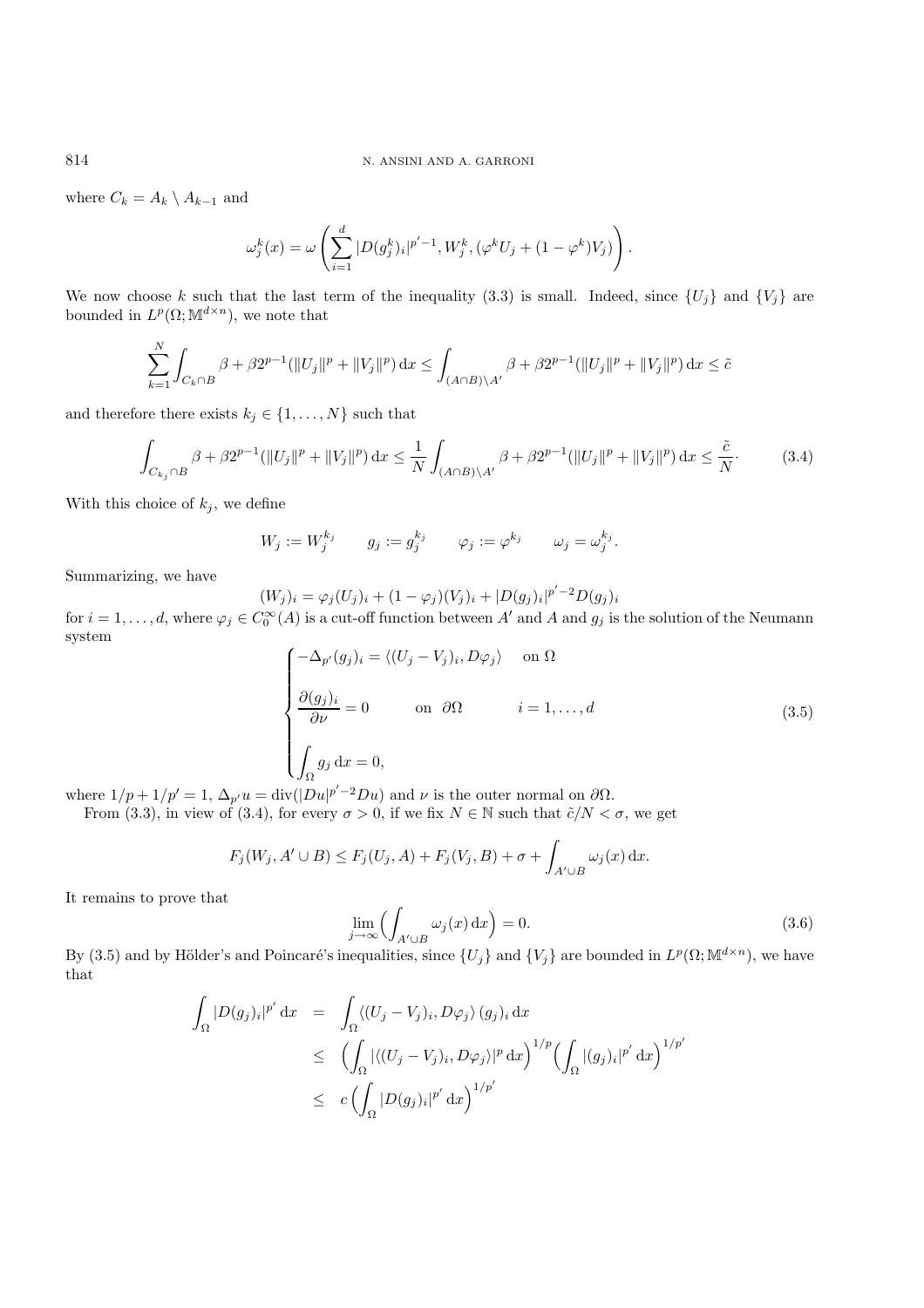where $C_k = A_k \setminus A_{k-1}$ and

$$\omega_j^k(x) = \omega\left(\sum_{i=1}^d |D(g_j^k)_i|^{p'-1}, W_j^k, (\varphi^k U_j + (1-\varphi^k)V_j)\right).$$

We now choose $k$ such that the last term of the inequality (3.3) is small. Indeed, since $\{U_j\}$ and $\{V_j\}$ are bounded in $L^p(\Omega; \mathbb{M}^{d\times n})$, we note that

$$\sum_{k=1}^N \int_{C_k\cap B} \beta + \beta 2^{p-1}(\|U_j\|^p + \|V_j\|^p)\,\mathrm{d}x \le \int_{(A\cap B)\setminus A'} \beta + \beta 2^{p-1}(\|U_j\|^p + \|V_j\|^p)\,\mathrm{d}x \le \tilde{c}$$

and therefore there exists $k_j \in \{1, \ldots, N\}$ such that

$$\int_{C_{k_j}\cap B} \beta + \beta 2^{p-1}(\|U_j\|^p + \|V_j\|^p)\,\mathrm{d}x \le \frac{1}{N}\int_{(A\cap B)\setminus A'} \beta + \beta 2^{p-1}(\|U_j\|^p + \|V_j\|^p)\,\mathrm{d}x \le \frac{\tilde{c}}{N}. \tag{3.4}$$

With this choice of $k_j$, we define

$$W_j := W_j^{k_j} \qquad g_j := g_j^{k_j} \qquad \varphi_j := \varphi^{k_j} \qquad \omega_j = \omega_j^{k_j}.$$

Summarizing, we have

$$(W_j)_i = \varphi_j (U_j)_i + (1-\varphi_j)(V_j)_i + |D(g_j)_i|^{p'-2} D(g_j)_i$$

for $i = 1, \ldots, d$, where $\varphi_j \in C_0^\infty(A)$ is a cut-off function between $A'$ and $A$ and $g_j$ is the solution of the Neumann system

$$\begin{cases} -\Delta_{p'}(g_j)_i = \langle (U_j - V_j)_i, D\varphi_j\rangle & \text{on } \Omega \\[2mm] \dfrac{\partial (g_j)_i}{\partial \nu} = 0 \qquad \text{on } \partial\Omega & i = 1, \ldots, d \\[2mm] \displaystyle\int_\Omega g_j\,\mathrm{d}x = 0, \end{cases} \tag{3.5}$$

where $1/p + 1/p' = 1$, $\Delta_{p'} u = \operatorname{div}(|Du|^{p'-2}Du)$ and $\nu$ is the outer normal on $\partial\Omega$.

From (3.3), in view of (3.4), for every $\sigma > 0$, if we fix $N \in \mathbb{N}$ such that $\tilde{c}/N < \sigma$, we get

$$F_j(W_j, A' \cup B) \le F_j(U_j, A) + F_j(V_j, B) + \sigma + \int_{A'\cup B} \omega_j(x)\,\mathrm{d}x.$$

It remains to prove that

$$\lim_{j\to\infty}\Big(\int_{A'\cup B} \omega_j(x)\,\mathrm{d}x\Big) = 0. \tag{3.6}$$

By (3.5) and by Hölder's and Poincaré's inequalities, since $\{U_j\}$ and $\{V_j\}$ are bounded in $L^p(\Omega; \mathbb{M}^{d\times n})$, we have that

$$\begin{aligned}
\int_\Omega |D(g_j)_i|^{p'}\,\mathrm{d}x &= \int_\Omega \langle (U_j - V_j)_i, D\varphi_j\rangle\,(g_j)_i\,\mathrm{d}x \\
&\le \Big(\int_\Omega |\langle (U_j - V_j)_i, D\varphi_j\rangle|^p\,\mathrm{d}x\Big)^{1/p}\Big(\int_\Omega |(g_j)_i|^{p'}\,\mathrm{d}x\Big)^{1/p'} \\
&\le c\,\Big(\int_\Omega |D(g_j)_i|^{p'}\,\mathrm{d}x\Big)^{1/p'}
\end{aligned}$$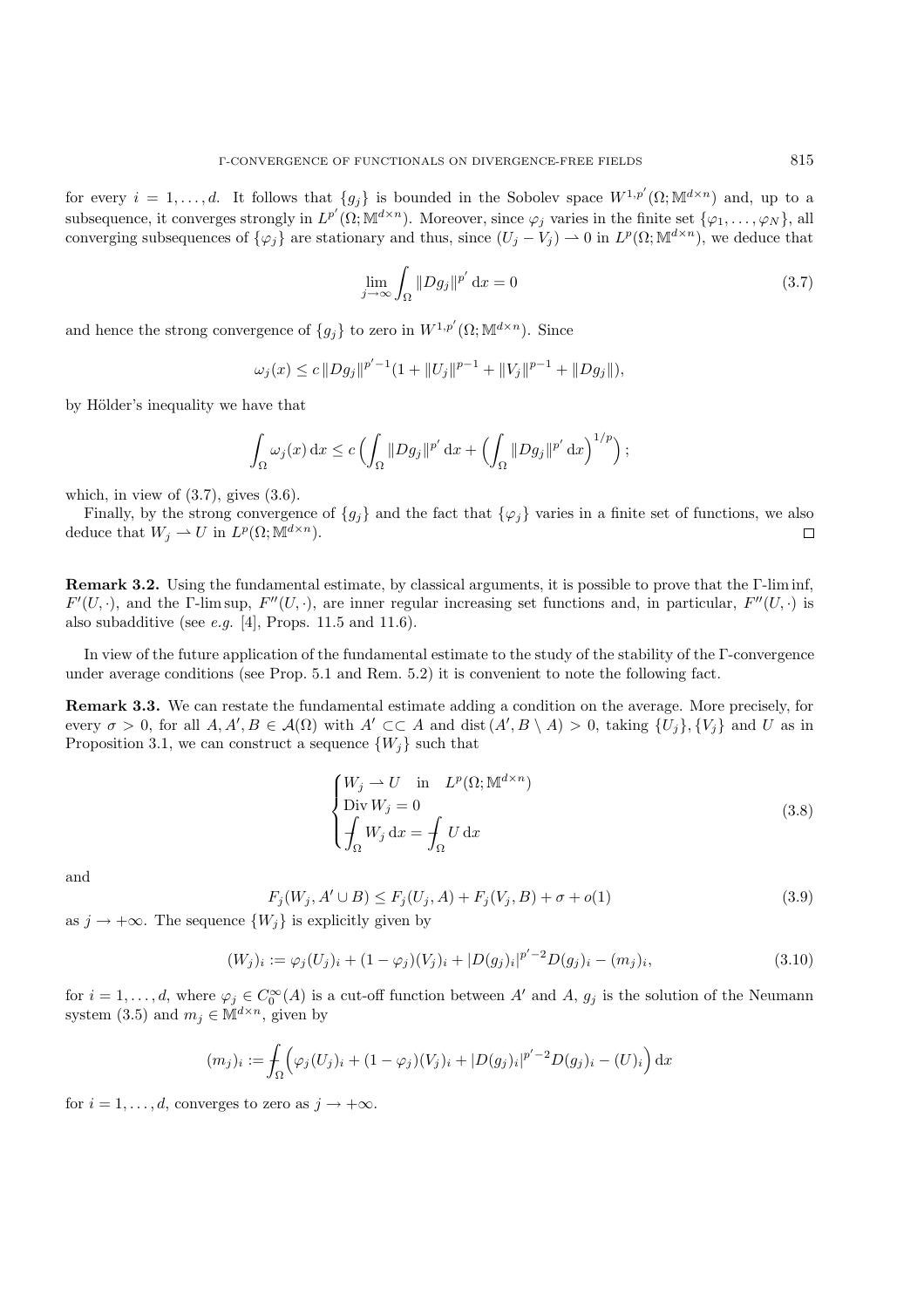for every $i = 1, \ldots, d$. It follows that $\{g_j\}$ is bounded in the Sobolev space $W^{1,p'}(\Omega; \mathbb{M}^{d\times n})$ and, up to a subsequence, it converges strongly in $L^{p'}(\Omega; \mathbb{M}^{d\times n})$. Moreover, since $\varphi_j$ varies in the finite set $\{\varphi_1, \ldots, \varphi_N\}$, all converging subsequences of $\{\varphi_j\}$ are stationary and thus, since $(U_j - V_j) \rightharpoonup 0$ in $L^p(\Omega; \mathbb{M}^{d\times n})$, we deduce that

$$\lim_{j\to\infty} \int_\Omega \|Dg_j\|^{p'} \, \mathrm{d}x = 0 \tag{3.7}$$

and hence the strong convergence of $\{g_j\}$ to zero in $W^{1,p'}(\Omega; \mathbb{M}^{d\times n})$. Since

$$\omega_j(x) \leq c\,\|Dg_j\|^{p'-1}(1 + \|U_j\|^{p-1} + \|V_j\|^{p-1} + \|Dg_j\|),$$

by Hölder's inequality we have that

$$\int_\Omega \omega_j(x)\, \mathrm{d}x \leq c\Big(\int_\Omega \|Dg_j\|^{p'} \, \mathrm{d}x + \Big(\int_\Omega \|Dg_j\|^{p'} \, \mathrm{d}x\Big)^{1/p}\Big);$$

which, in view of (3.7), gives (3.6).

Finally, by the strong convergence of $\{g_j\}$ and the fact that $\{\varphi_j\}$ varies in a finite set of functions, we also deduce that $W_j \rightharpoonup U$ in $L^p(\Omega; \mathbb{M}^{d\times n})$. □

**Remark 3.2.** Using the fundamental estimate, by classical arguments, it is possible to prove that the $\Gamma$-lim inf, $F'(U, \cdot)$, and the $\Gamma$-lim sup, $F''(U, \cdot)$, are inner regular increasing set functions and, in particular, $F''(U, \cdot)$ is also subadditive (see *e.g.* [4], Props. 11.5 and 11.6).

In view of the future application of the fundamental estimate to the study of the stability of the $\Gamma$-convergence under average conditions (see Prop. 5.1 and Rem. 5.2) it is convenient to note the following fact.

**Remark 3.3.** We can restate the fundamental estimate adding a condition on the average. More precisely, for every $\sigma > 0$, for all $A, A', B \in \mathcal{A}(\Omega)$ with $A' \subset\subset A$ and $\operatorname{dist}(A', B \setminus A) > 0$, taking $\{U_j\}, \{V_j\}$ and $U$ as in Proposition 3.1, we can construct a sequence $\{W_j\}$ such that

$$\begin{cases} W_j \rightharpoonup U \quad \text{in} \quad L^p(\Omega; \mathbb{M}^{d\times n}) \\ \operatorname{Div} W_j = 0 \\ \displaystyle\fint_\Omega W_j \, \mathrm{d}x = \fint_\Omega U \, \mathrm{d}x \end{cases} \tag{3.8}$$

and

$$F_j(W_j, A' \cup B) \leq F_j(U_j, A) + F_j(V_j, B) + \sigma + o(1) \tag{3.9}$$

as $j \to +\infty$. The sequence $\{W_j\}$ is explicitly given by

$$(W_j)_i := \varphi_j(U_j)_i + (1 - \varphi_j)(V_j)_i + |D(g_j)_i|^{p'-2} D(g_j)_i - (m_j)_i, \tag{3.10}$$

for $i = 1, \ldots, d$, where $\varphi_j \in C_0^\infty(A)$ is a cut-off function between $A'$ and $A$, $g_j$ is the solution of the Neumann system (3.5) and $m_j \in \mathbb{M}^{d\times n}$, given by

$$(m_j)_i := \fint_\Omega \Big(\varphi_j(U_j)_i + (1 - \varphi_j)(V_j)_i + |D(g_j)_i|^{p'-2} D(g_j)_i - (U)_i\Big)\, \mathrm{d}x$$

for $i = 1, \ldots, d$, converges to zero as $j \to +\infty$.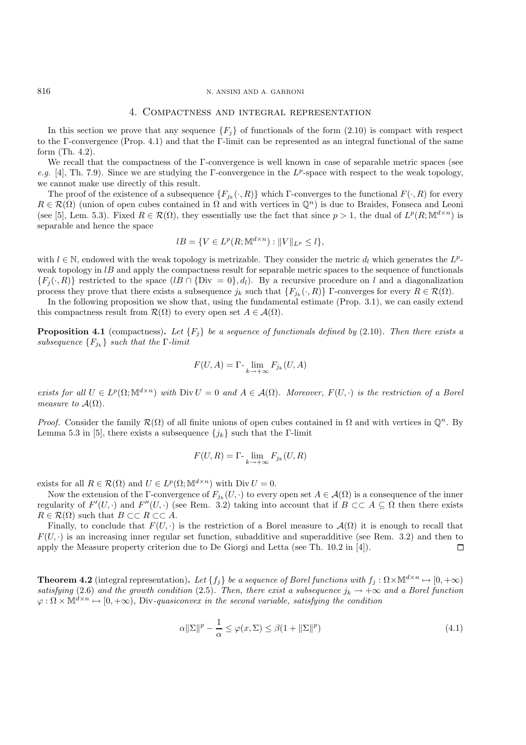## 4. Compactness and integral representation

In this section we prove that any sequence $\{F_j\}$ of functionals of the form (2.10) is compact with respect to the Γ-convergence (Prop. 4.1) and that the Γ-limit can be represented as an integral functional of the same form (Th. 4.2).

We recall that the compactness of the Γ-convergence is well known in case of separable metric spaces (see *e.g.* [4], Th. 7.9). Since we are studying the Γ-convergence in the $L^p$-space with respect to the weak topology, we cannot make use directly of this result.

The proof of the existence of a subsequence $\{F_{j_k}(\cdot, R)\}$ which Γ-converges to the functional $F(\cdot, R)$ for every $R \in \mathcal{R}(\Omega)$ (union of open cubes contained in $\Omega$ and with vertices in $\mathbb{Q}^n$) is due to Braides, Fonseca and Leoni (see [5], Lem. 5.3). Fixed $R \in \mathcal{R}(\Omega)$, they essentially use the fact that since $p > 1$, the dual of $L^p(R; \mathbb{M}^{d\times n})$ is separable and hence the space

$$lB = \{V \in L^p(R; \mathbb{M}^{d\times n}) : \|V\|_{L^p} \leq l\},$$

with $l \in \mathbb{N}$, endowed with the weak topology is metrizable. They consider the metric $d_l$ which generates the $L^p$-weak topology in $lB$ and apply the compactness result for separable metric spaces to the sequence of functionals $\{F_j(\cdot, R)\}$ restricted to the space $(lB \cap \{\mathrm{Div} = 0\}, d_l)$. By a recursive procedure on $l$ and a diagonalization process they prove that there exists a subsequence $j_k$ such that $\{F_{j_k}(\cdot, R)\}$ Γ-converges for every $R \in \mathcal{R}(\Omega)$.

In the following proposition we show that, using the fundamental estimate (Prop. 3.1), we can easily extend this compactness result from $\mathcal{R}(\Omega)$ to every open set $A \in \mathcal{A}(\Omega)$.

**Proposition 4.1** (compactness)**.** *Let $\{F_j\}$ be a sequence of functionals defined by* (2.10)*. Then there exists a subsequence $\{F_{j_k}\}$ such that the Γ-limit*

$$F(U, A) = \Gamma\text{-}\lim_{k\to+\infty} F_{j_k}(U, A)$$

*exists for all $U \in L^p(\Omega; \mathbb{M}^{d\times n})$ with $\mathrm{Div}\, U = 0$ and $A \in \mathcal{A}(\Omega)$. Moreover, $F(U, \cdot)$ is the restriction of a Borel measure to $\mathcal{A}(\Omega)$.*

*Proof.* Consider the family $\mathcal{R}(\Omega)$ of all finite unions of open cubes contained in $\Omega$ and with vertices in $\mathbb{Q}^n$. By Lemma 5.3 in [5], there exists a subsequence $\{j_k\}$ such that the Γ-limit

$$F(U, R) = \Gamma\text{-}\lim_{k\to+\infty} F_{j_k}(U, R)$$

exists for all $R \in \mathcal{R}(\Omega)$ and $U \in L^p(\Omega; \mathbb{M}^{d\times n})$ with $\mathrm{Div}\, U = 0$.

Now the extension of the Γ-convergence of $F_{j_k}(U, \cdot)$ to every open set $A \in \mathcal{A}(\Omega)$ is a consequence of the inner regularity of $F'(U, \cdot)$ and $F''(U, \cdot)$ (see Rem. 3.2) taking into account that if $B \subset\subset A \subseteq \Omega$ then there exists $R \in \mathcal{R}(\Omega)$ such that $B \subset\subset R \subset\subset A$.

Finally, to conclude that $F(U, \cdot)$ is the restriction of a Borel measure to $\mathcal{A}(\Omega)$ it is enough to recall that $F(U, \cdot)$ is an increasing inner regular set function, subadditive and superadditive (see Rem. 3.2) and then to apply the Measure property criterion due to De Giorgi and Letta (see Th. 10.2 in [4]). $\square$

**Theorem 4.2** (integral representation)**.** *Let $\{f_j\}$ be a sequence of Borel functions with $f_j : \Omega\times\mathbb{M}^{d\times n} \mapsto [0, +\infty)$ satisfying* (2.6) *and the growth condition* (2.5)*. Then, there exist a subsequence $j_k \to +\infty$ and a Borel function $\varphi : \Omega \times \mathbb{M}^{d\times n} \mapsto [0, +\infty)$, Div-quasiconvex in the second variable, satisfying the condition*

$$\alpha\|\Sigma\|^p - \frac{1}{\alpha} \leq \varphi(x, \Sigma) \leq \beta(1 + \|\Sigma\|^p) \tag{4.1}$$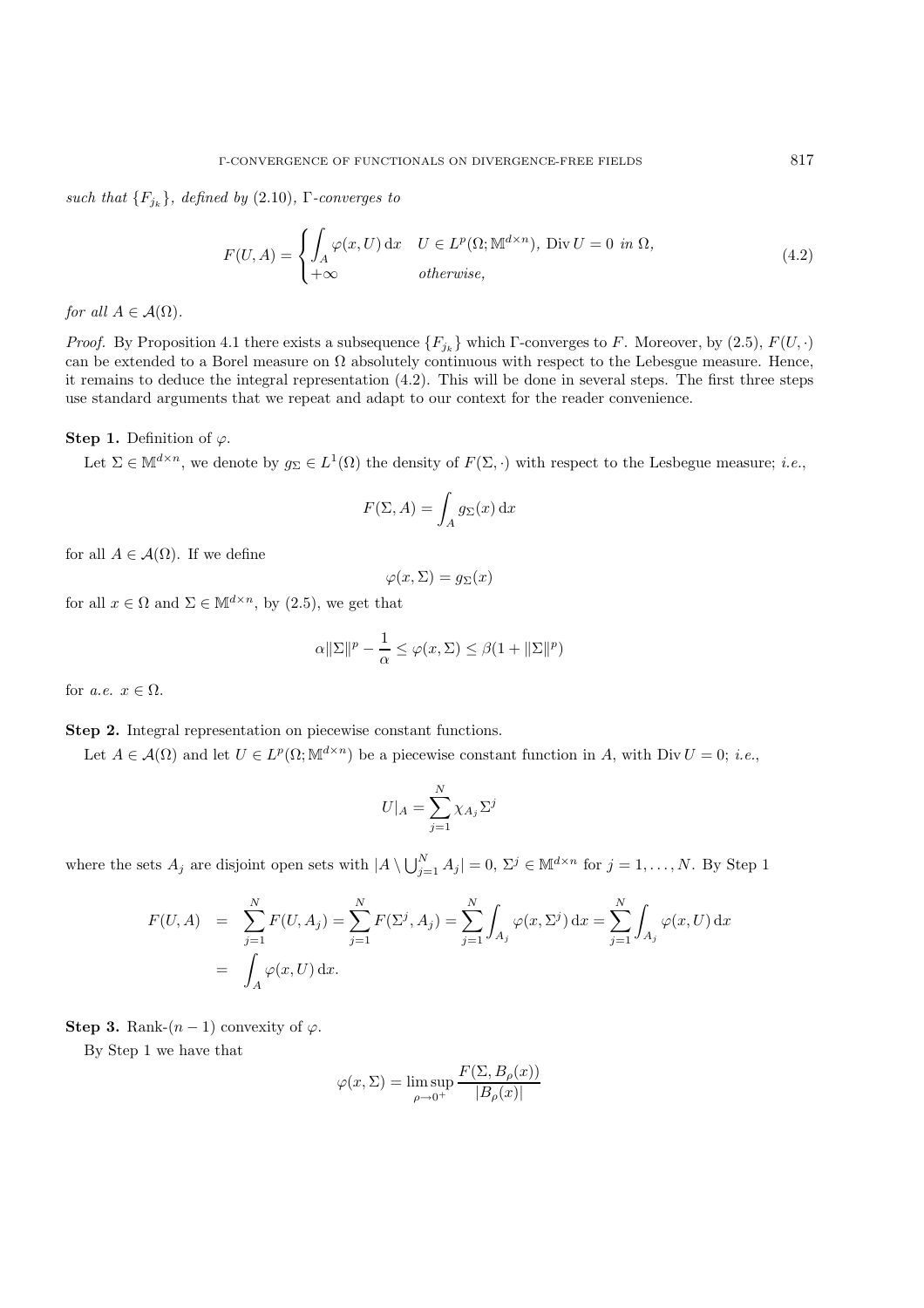*such that* $\{F_{j_k}\}$*, defined by* (2.10)*,* $\Gamma$*-converges to*

$$F(U,A) = \begin{cases} \displaystyle\int_A \varphi(x,U)\,\mathrm{d}x & U \in L^p(\Omega;\mathbb{M}^{d\times n}),\ \mathrm{Div}\,U = 0 \ \textit{in}\ \Omega, \\ +\infty & \textit{otherwise}, \end{cases} \tag{4.2}$$

*for all* $A \in \mathcal{A}(\Omega)$.

*Proof.* By Proposition 4.1 there exists a subsequence $\{F_{j_k}\}$ which $\Gamma$-converges to $F$. Moreover, by (2.5), $F(U,\cdot)$ can be extended to a Borel measure on $\Omega$ absolutely continuous with respect to the Lebesgue measure. Hence, it remains to deduce the integral representation (4.2). This will be done in several steps. The first three steps use standard arguments that we repeat and adapt to our context for the reader convenience.

**Step 1.** Definition of $\varphi$.

Let $\Sigma \in \mathbb{M}^{d\times n}$, we denote by $g_\Sigma \in L^1(\Omega)$ the density of $F(\Sigma,\cdot)$ with respect to the Lesbegue measure; *i.e.*,

$$F(\Sigma, A) = \int_A g_\Sigma(x)\,\mathrm{d}x$$

for all $A \in \mathcal{A}(\Omega)$. If we define

$$\varphi(x,\Sigma) = g_\Sigma(x)$$

for all $x \in \Omega$ and $\Sigma \in \mathbb{M}^{d\times n}$, by (2.5), we get that

$$\alpha\|\Sigma\|^p - \frac{1}{\alpha} \leq \varphi(x,\Sigma) \leq \beta(1 + \|\Sigma\|^p)$$

for *a.e.* $x \in \Omega$.

**Step 2.** Integral representation on piecewise constant functions.

Let $A \in \mathcal{A}(\Omega)$ and let $U \in L^p(\Omega;\mathbb{M}^{d\times n})$ be a piecewise constant function in $A$, with $\mathrm{Div}\,U = 0$; *i.e.*,

$$U|_A = \sum_{j=1}^N \chi_{A_j}\Sigma^j$$

where the sets $A_j$ are disjoint open sets with $|A \setminus \bigcup_{j=1}^N A_j| = 0$, $\Sigma^j \in \mathbb{M}^{d\times n}$ for $j = 1,\ldots,N$. By Step 1

$$\begin{aligned} F(U,A) &= \sum_{j=1}^N F(U,A_j) = \sum_{j=1}^N F(\Sigma^j,A_j) = \sum_{j=1}^N \int_{A_j} \varphi(x,\Sigma^j)\,\mathrm{d}x = \sum_{j=1}^N \int_{A_j} \varphi(x,U)\,\mathrm{d}x \\ &= \int_A \varphi(x,U)\,\mathrm{d}x. \end{aligned}$$

**Step 3.** Rank-$(n-1)$ convexity of $\varphi$.

By Step 1 we have that

$$\varphi(x,\Sigma) = \limsup_{\rho\to 0^+} \frac{F(\Sigma, B_\rho(x))}{|B_\rho(x)|}$$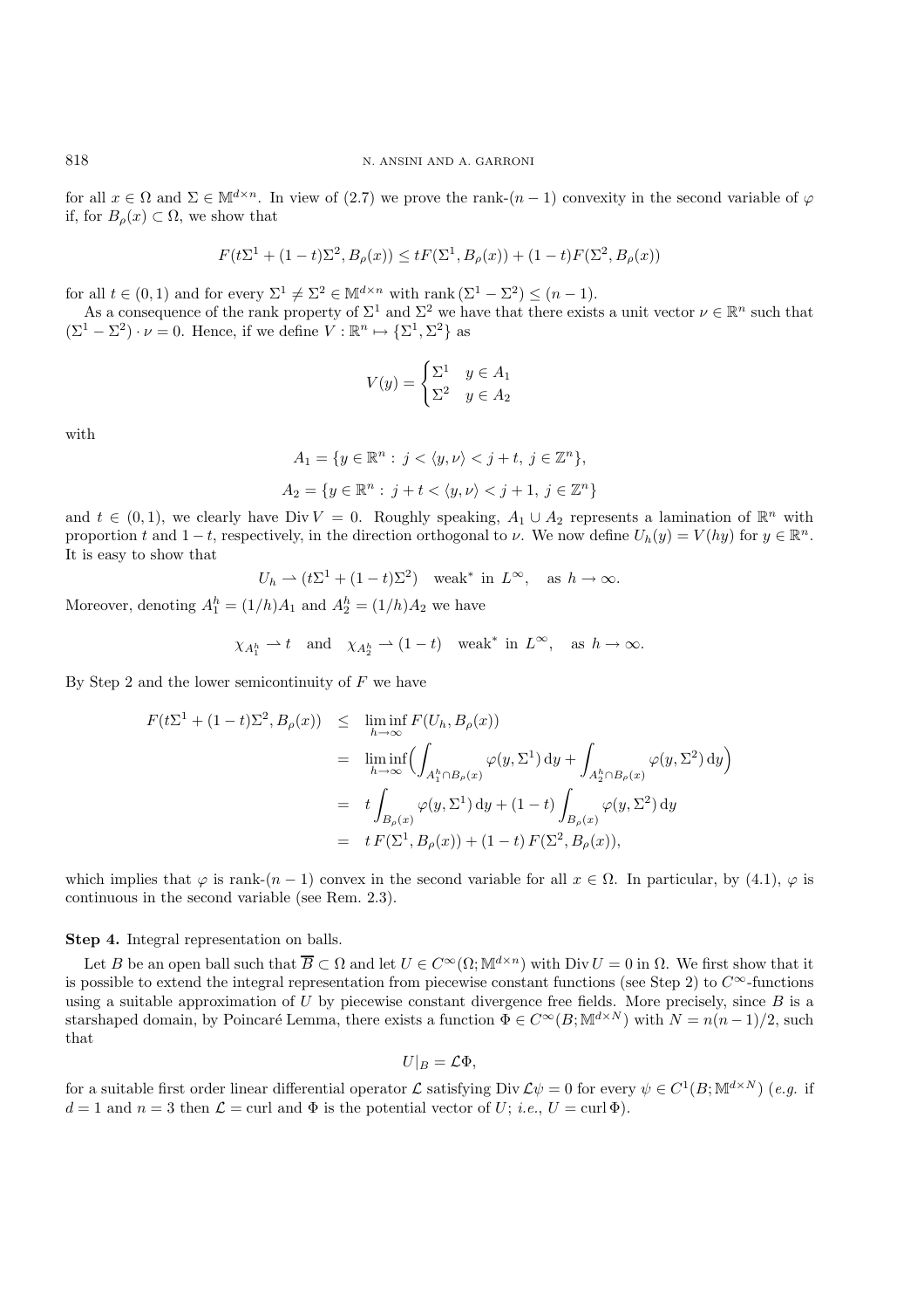for all $x \in \Omega$ and $\Sigma \in \mathbb{M}^{d\times n}$. In view of (2.7) we prove the rank-$(n-1)$ convexity in the second variable of $\varphi$ if, for $B_\rho(x) \subset \Omega$, we show that

$$F(t\Sigma^1 + (1-t)\Sigma^2, B_\rho(x)) \leq tF(\Sigma^1, B_\rho(x)) + (1-t)F(\Sigma^2, B_\rho(x))$$

for all $t \in (0,1)$ and for every $\Sigma^1 \neq \Sigma^2 \in \mathbb{M}^{d\times n}$ with $\operatorname{rank}(\Sigma^1 - \Sigma^2) \leq (n-1)$.

As a consequence of the rank property of $\Sigma^1$ and $\Sigma^2$ we have that there exists a unit vector $\nu \in \mathbb{R}^n$ such that $(\Sigma^1 - \Sigma^2)\cdot \nu = 0$. Hence, if we define $V : \mathbb{R}^n \mapsto \{\Sigma^1, \Sigma^2\}$ as

$$V(y) = \begin{cases} \Sigma^1 & y \in A_1 \\ \Sigma^2 & y \in A_2 \end{cases}$$

with

$$A_1 = \{y \in \mathbb{R}^n : \, j < \langle y, \nu\rangle < j + t, \; j \in \mathbb{Z}^n\},$$

$$A_2 = \{y \in \mathbb{R}^n : \, j + t < \langle y, \nu\rangle < j + 1, \; j \in \mathbb{Z}^n\}$$

and $t \in (0,1)$, we clearly have $\operatorname{Div} V = 0$. Roughly speaking, $A_1 \cup A_2$ represents a lamination of $\mathbb{R}^n$ with proportion $t$ and $1-t$, respectively, in the direction orthogonal to $\nu$. We now define $U_h(y) = V(hy)$ for $y \in \mathbb{R}^n$. It is easy to show that

$$U_h \rightharpoonup (t\Sigma^1 + (1-t)\Sigma^2) \quad \text{weak}^* \text{ in } L^\infty, \quad \text{as } h \to \infty.$$

Moreover, denoting $A_1^h = (1/h)A_1$ and $A_2^h = (1/h)A_2$ we have

$$\chi_{A_1^h} \rightharpoonup t \quad \text{and} \quad \chi_{A_2^h} \rightharpoonup (1-t) \quad \text{weak}^* \text{ in } L^\infty, \quad \text{as } h \to \infty.$$

By Step 2 and the lower semicontinuity of $F$ we have

$$\begin{aligned}
F(t\Sigma^1 + (1-t)\Sigma^2, B_\rho(x)) &\leq \liminf_{h\to\infty} F(U_h, B_\rho(x)) \\
&= \liminf_{h\to\infty} \Big( \int_{A_1^h \cap B_\rho(x)} \varphi(y, \Sigma^1)\,\mathrm{d}y + \int_{A_2^h \cap B_\rho(x)} \varphi(y, \Sigma^2)\,\mathrm{d}y \Big) \\
&= t \int_{B_\rho(x)} \varphi(y, \Sigma^1)\,\mathrm{d}y + (1-t)\int_{B_\rho(x)} \varphi(y, \Sigma^2)\,\mathrm{d}y \\
&= t\, F(\Sigma^1, B_\rho(x)) + (1-t)\, F(\Sigma^2, B_\rho(x)),
\end{aligned}$$

which implies that $\varphi$ is rank-$(n-1)$ convex in the second variable for all $x \in \Omega$. In particular, by (4.1), $\varphi$ is continuous in the second variable (see Rem. 2.3).

**Step 4.** Integral representation on balls.

Let $B$ be an open ball such that $\overline{B} \subset \Omega$ and let $U \in C^\infty(\Omega; \mathbb{M}^{d\times n})$ with $\operatorname{Div} U = 0$ in $\Omega$. We first show that it is possible to extend the integral representation from piecewise constant functions (see Step 2) to $C^\infty$-functions using a suitable approximation of $U$ by piecewise constant divergence free fields. More precisely, since $B$ is a starshaped domain, by Poincaré Lemma, there exists a function $\Phi \in C^\infty(B; \mathbb{M}^{d\times N})$ with $N = n(n-1)/2$, such that

$$U|_B = \mathcal{L}\Phi,$$

for a suitable first order linear differential operator $\mathcal{L}$ satisfying $\operatorname{Div} \mathcal{L}\psi = 0$ for every $\psi \in C^1(B; \mathbb{M}^{d\times N})$ (*e.g.* if $d = 1$ and $n = 3$ then $\mathcal{L} = \operatorname{curl}$ and $\Phi$ is the potential vector of $U$; *i.e.*, $U = \operatorname{curl}\Phi$).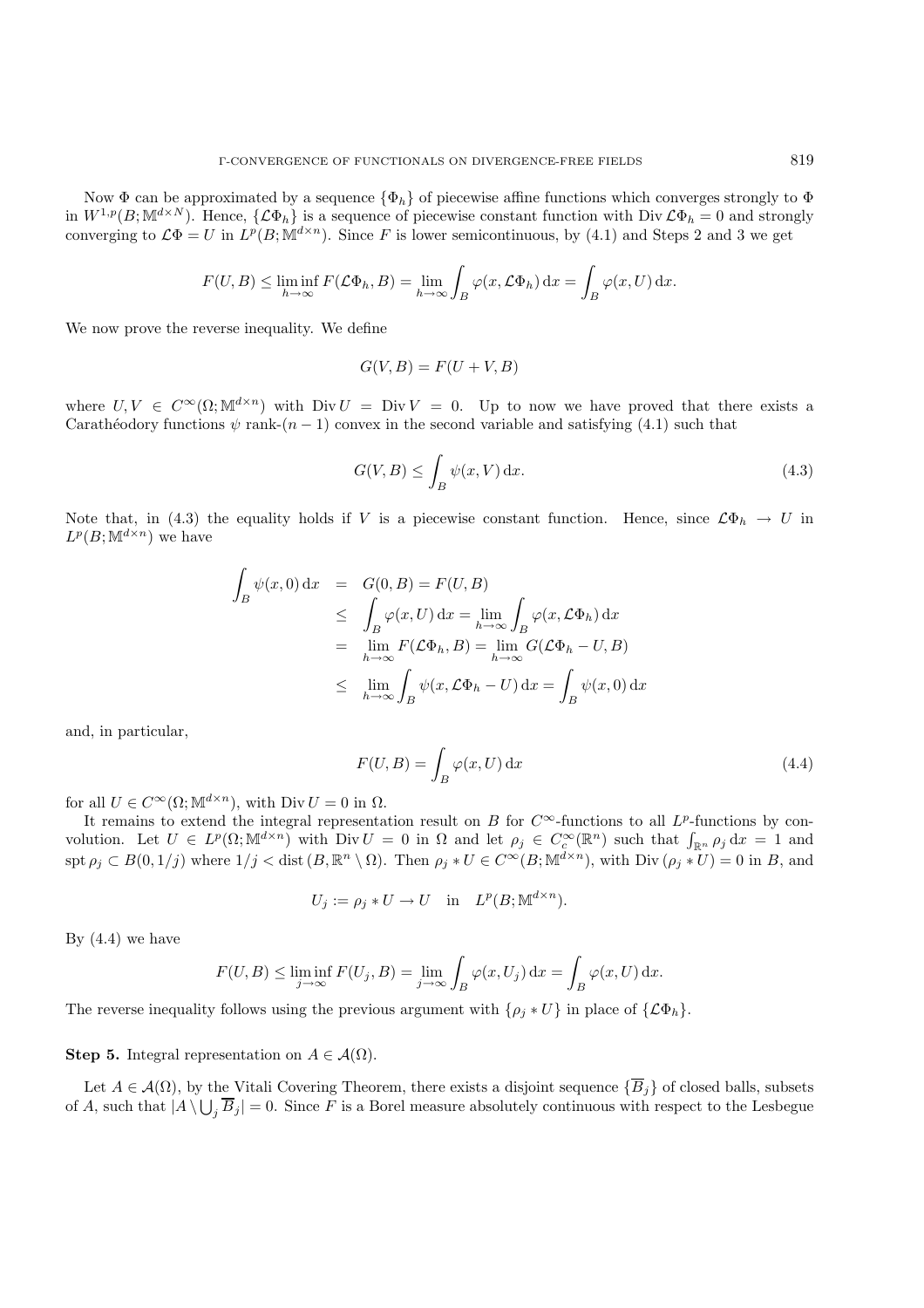Now $\Phi$ can be approximated by a sequence $\{\Phi_h\}$ of piecewise affine functions which converges strongly to $\Phi$ in $W^{1,p}(B;\mathbb{M}^{d\times N})$. Hence, $\{\mathcal{L}\Phi_h\}$ is a sequence of piecewise constant function with $\operatorname{Div}\mathcal{L}\Phi_h = 0$ and strongly converging to $\mathcal{L}\Phi = U$ in $L^p(B;\mathbb{M}^{d\times n})$. Since $F$ is lower semicontinuous, by (4.1) and Steps 2 and 3 we get

$$F(U,B) \leq \liminf_{h\to\infty} F(\mathcal{L}\Phi_h, B) = \lim_{h\to\infty}\int_B \varphi(x,\mathcal{L}\Phi_h)\,\mathrm{d}x = \int_B \varphi(x,U)\,\mathrm{d}x.$$

We now prove the reverse inequality. We define

$$G(V,B) = F(U+V,B)$$

where $U,V \in C^\infty(\Omega;\mathbb{M}^{d\times n})$ with $\operatorname{Div} U = \operatorname{Div} V = 0$. Up to now we have proved that there exists a Carathéodory functions $\psi$ rank-$(n-1)$ convex in the second variable and satisfying (4.1) such that

$$G(V,B) \leq \int_B \psi(x,V)\,\mathrm{d}x. \tag{4.3}$$

Note that, in (4.3) the equality holds if $V$ is a piecewise constant function. Hence, since $\mathcal{L}\Phi_h \to U$ in $L^p(B;\mathbb{M}^{d\times n})$ we have

$$\begin{aligned}
\int_B \psi(x,0)\,\mathrm{d}x &= G(0,B) = F(U,B)\\
&\leq \int_B \varphi(x,U)\,\mathrm{d}x = \lim_{h\to\infty}\int_B \varphi(x,\mathcal{L}\Phi_h)\,\mathrm{d}x\\
&= \lim_{h\to\infty} F(\mathcal{L}\Phi_h,B) = \lim_{h\to\infty} G(\mathcal{L}\Phi_h - U, B)\\
&\leq \lim_{h\to\infty}\int_B \psi(x,\mathcal{L}\Phi_h - U)\,\mathrm{d}x = \int_B \psi(x,0)\,\mathrm{d}x
\end{aligned}$$

and, in particular,

$$F(U,B) = \int_B \varphi(x,U)\,\mathrm{d}x \tag{4.4}$$

for all $U \in C^\infty(\Omega;\mathbb{M}^{d\times n})$, with $\operatorname{Div} U = 0$ in $\Omega$.

It remains to extend the integral representation result on $B$ for $C^\infty$-functions to all $L^p$-functions by convolution. Let $U \in L^p(\Omega;\mathbb{M}^{d\times n})$ with $\operatorname{Div} U = 0$ in $\Omega$ and let $\rho_j \in C_c^\infty(\mathbb{R}^n)$ such that $\int_{\mathbb{R}^n}\rho_j\,\mathrm{d}x = 1$ and $\operatorname{spt}\rho_j \subset B(0,1/j)$ where $1/j < \operatorname{dist}(B,\mathbb{R}^n\setminus\Omega)$. Then $\rho_j * U \in C^\infty(B;\mathbb{M}^{d\times n})$, with $\operatorname{Div}(\rho_j * U) = 0$ in $B$, and

$$U_j := \rho_j * U \to U \quad \text{in} \quad L^p(B;\mathbb{M}^{d\times n}).$$

By (4.4) we have

$$F(U,B) \leq \liminf_{j\to\infty} F(U_j,B) = \lim_{j\to\infty}\int_B \varphi(x,U_j)\,\mathrm{d}x = \int_B \varphi(x,U)\,\mathrm{d}x.$$

The reverse inequality follows using the previous argument with $\{\rho_j * U\}$ in place of $\{\mathcal{L}\Phi_h\}$.

**Step 5.** Integral representation on $A \in \mathcal{A}(\Omega)$.

Let $A \in \mathcal{A}(\Omega)$, by the Vitali Covering Theorem, there exists a disjoint sequence $\{\overline{B}_j\}$ of closed balls, subsets of $A$, such that $|A\setminus\bigcup_j \overline{B}_j| = 0$. Since $F$ is a Borel measure absolutely continuous with respect to the Lesbegue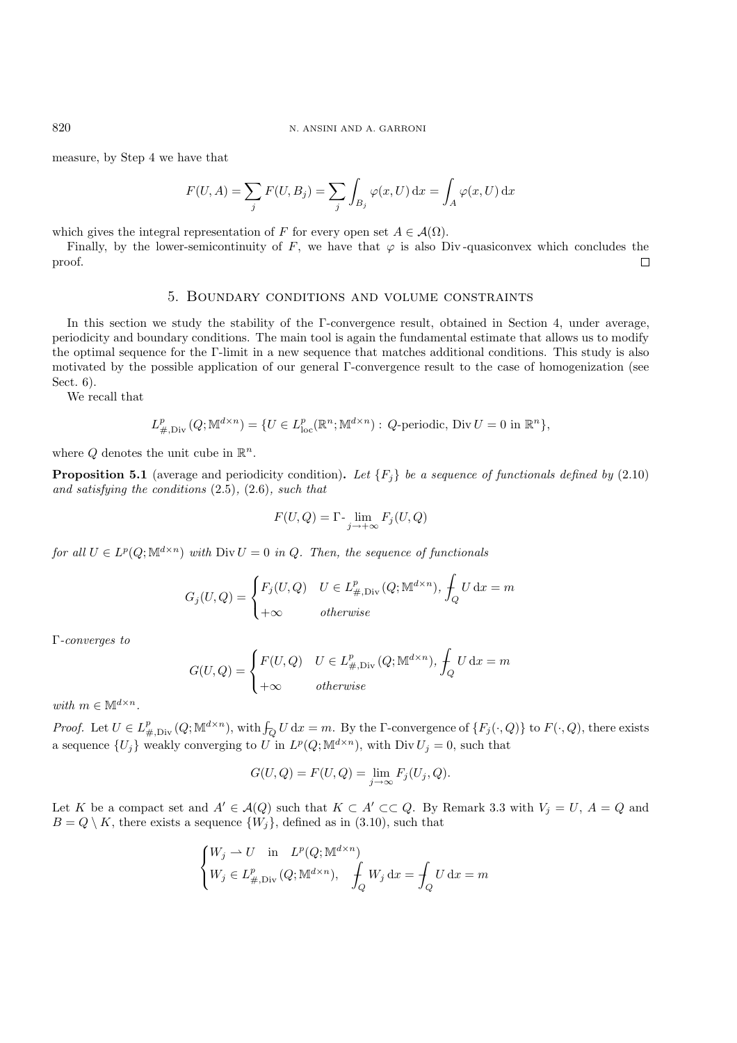measure, by Step 4 we have that

$$F(U,A) = \sum_j F(U,B_j) = \sum_j \int_{B_j} \varphi(x,U)\,\mathrm{d}x = \int_A \varphi(x,U)\,\mathrm{d}x$$

which gives the integral representation of $F$ for every open set $A \in \mathcal{A}(\Omega)$.

Finally, by the lower-semicontinuity of $F$, we have that $\varphi$ is also Div-quasiconvex which concludes the proof. □

## 5. Boundary conditions and volume constraints

In this section we study the stability of the Γ-convergence result, obtained in Section 4, under average, periodicity and boundary conditions. The main tool is again the fundamental estimate that allows us to modify the optimal sequence for the Γ-limit in a new sequence that matches additional conditions. This study is also motivated by the possible application of our general Γ-convergence result to the case of homogenization (see Sect. 6).

We recall that

$$L^p_{\#,\mathrm{Div}}(Q;\mathbb{M}^{d\times n}) = \{U \in L^p_{\mathrm{loc}}(\mathbb{R}^n;\mathbb{M}^{d\times n}) : Q\text{-periodic, } \mathrm{Div}\, U = 0 \text{ in } \mathbb{R}^n\},$$

where $Q$ denotes the unit cube in $\mathbb{R}^n$.

**Proposition 5.1** (average and periodicity condition)**.** *Let $\{F_j\}$ be a sequence of functionals defined by* (2.10) *and satisfying the conditions* (2.5), (2.6), *such that*

$$F(U,Q) = \Gamma\text{-}\lim_{j\to+\infty} F_j(U,Q)$$

*for all $U \in L^p(Q;\mathbb{M}^{d\times n})$ with $\mathrm{Div}\, U = 0$ in $Q$. Then, the sequence of functionals*

$$G_j(U,Q) = \begin{cases} F_j(U,Q) & U \in L^p_{\#,\mathrm{Div}}(Q;\mathbb{M}^{d\times n}),\ \displaystyle\fint_Q U\,\mathrm{d}x = m \\ +\infty & \textit{otherwise} \end{cases}$$

*Γ-converges to*

$$G(U,Q) = \begin{cases} F(U,Q) & U \in L^p_{\#,\mathrm{Div}}(Q;\mathbb{M}^{d\times n}),\ \displaystyle\fint_Q U\,\mathrm{d}x = m \\ +\infty & \textit{otherwise} \end{cases}$$

*with $m \in \mathbb{M}^{d\times n}$.*

*Proof.* Let $U \in L^p_{\#,\mathrm{Div}}(Q;\mathbb{M}^{d\times n})$, with $\fint_Q U\,\mathrm{d}x = m$. By the Γ-convergence of $\{F_j(\cdot,Q)\}$ to $F(\cdot,Q)$, there exists a sequence $\{U_j\}$ weakly converging to $U$ in $L^p(Q;\mathbb{M}^{d\times n})$, with $\mathrm{Div}\, U_j = 0$, such that

$$G(U,Q) = F(U,Q) = \lim_{j\to\infty} F_j(U_j,Q).$$

Let $K$ be a compact set and $A' \in \mathcal{A}(Q)$ such that $K \subset A' \subset\subset Q$. By Remark 3.3 with $V_j = U$, $A = Q$ and $B = Q \setminus K$, there exists a sequence $\{W_j\}$, defined as in (3.10), such that

$$\begin{cases} W_j \rightharpoonup U \quad \text{in} \quad L^p(Q;\mathbb{M}^{d\times n}) \\ W_j \in L^p_{\#,\mathrm{Div}}(Q;\mathbb{M}^{d\times n}), \quad \displaystyle\fint_Q W_j\,\mathrm{d}x = \fint_Q U\,\mathrm{d}x = m \end{cases}$$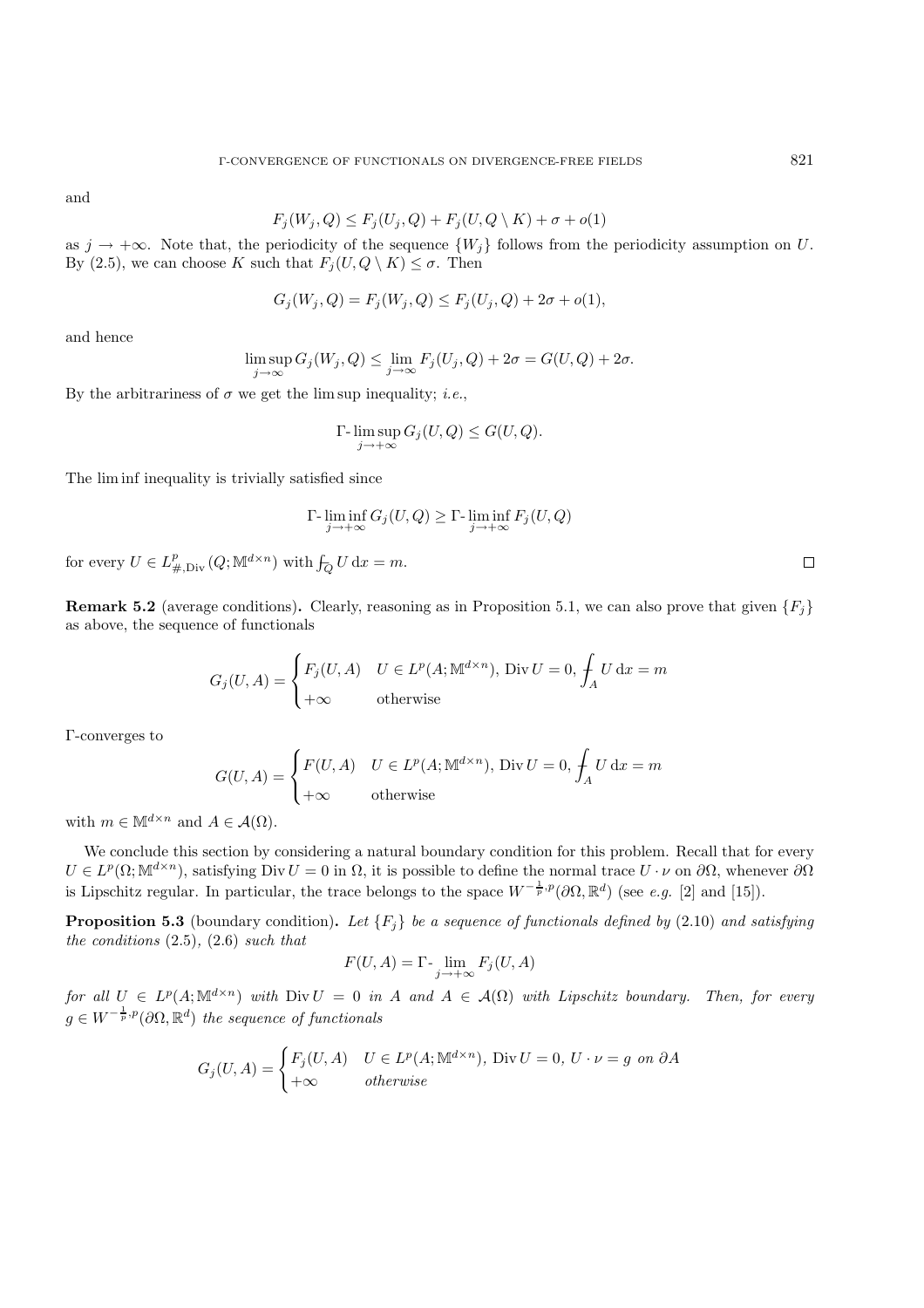and

$$F_j(W_j, Q) \leq F_j(U_j, Q) + F_j(U, Q \setminus K) + \sigma + o(1)$$

as $j \to +\infty$. Note that, the periodicity of the sequence $\{W_j\}$ follows from the periodicity assumption on $U$. By (2.5), we can choose $K$ such that $F_j(U, Q \setminus K) \leq \sigma$. Then

$$G_j(W_j, Q) = F_j(W_j, Q) \leq F_j(U_j, Q) + 2\sigma + o(1),$$

and hence

$$\limsup_{j\to\infty} G_j(W_j, Q) \leq \lim_{j\to\infty} F_j(U_j, Q) + 2\sigma = G(U, Q) + 2\sigma.$$

By the arbitrariness of $\sigma$ we get the lim sup inequality; *i.e.*,

$$\Gamma\text{-}\limsup_{j\to+\infty} G_j(U, Q) \leq G(U, Q).$$

The lim inf inequality is trivially satisfied since

$$\Gamma\text{-}\liminf_{j\to+\infty} G_j(U, Q) \geq \Gamma\text{-}\liminf_{j\to+\infty} F_j(U, Q)$$

for every $U \in L^p_{\#,\mathrm{Div}}(Q; \mathbb{M}^{d\times n})$ with $\fint_Q U \, \mathrm{d}x = m$. □

**Remark 5.2** (average conditions)**.** Clearly, reasoning as in Proposition 5.1, we can also prove that given $\{F_j\}$ as above, the sequence of functionals

$$G_j(U, A) = \begin{cases} F_j(U, A) & U \in L^p(A; \mathbb{M}^{d\times n}),\ \mathrm{Div}\, U = 0,\ \fint_A U \, \mathrm{d}x = m \\ +\infty & \text{otherwise} \end{cases}$$

Γ-converges to

$$G(U, A) = \begin{cases} F(U, A) & U \in L^p(A; \mathbb{M}^{d\times n}),\ \mathrm{Div}\, U = 0,\ \fint_A U \, \mathrm{d}x = m \\ +\infty & \text{otherwise} \end{cases}$$

with $m \in \mathbb{M}^{d\times n}$ and $A \in \mathcal{A}(\Omega)$.

We conclude this section by considering a natural boundary condition for this problem. Recall that for every $U \in L^p(\Omega; \mathbb{M}^{d\times n})$, satisfying $\mathrm{Div}\, U = 0$ in $\Omega$, it is possible to define the normal trace $U \cdot \nu$ on $\partial\Omega$, whenever $\partial\Omega$ is Lipschitz regular. In particular, the trace belongs to the space $W^{-\frac{1}{p},p}(\partial\Omega, \mathbb{R}^d)$ (see *e.g.* [2] and [15]).

**Proposition 5.3** (boundary condition)**.** *Let $\{F_j\}$ be a sequence of functionals defined by* (2.10) *and satisfying the conditions* (2.5), (2.6) *such that*

$$F(U, A) = \Gamma\text{-}\lim_{j\to+\infty} F_j(U, A)$$

*for all $U \in L^p(A; \mathbb{M}^{d\times n})$ with $\mathrm{Div}\, U = 0$ in $A$ and $A \in \mathcal{A}(\Omega)$ with Lipschitz boundary. Then, for every $g \in W^{-\frac{1}{p},p}(\partial\Omega, \mathbb{R}^d)$ the sequence of functionals*

$$G_j(U, A) = \begin{cases} F_j(U, A) & U \in L^p(A; \mathbb{M}^{d\times n}),\ \mathrm{Div}\, U = 0,\ U \cdot \nu = g \text{ on } \partial A \\ +\infty & \text{otherwise} \end{cases}$$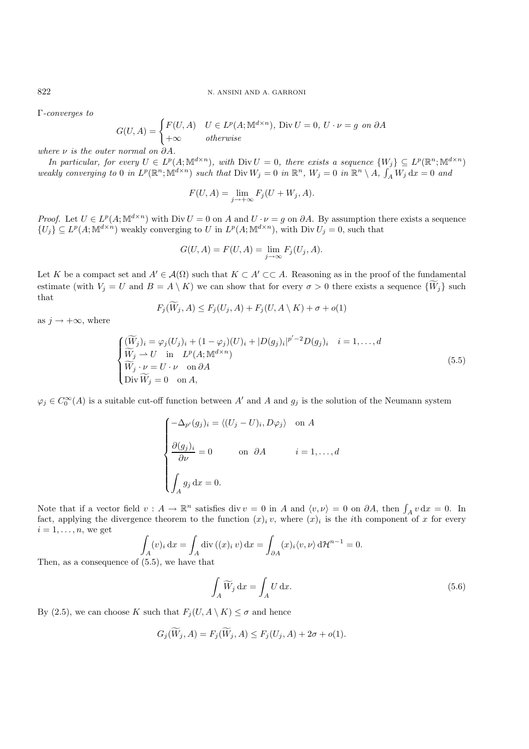Γ*-converges to*

$$G(U,A) = \begin{cases} F(U,A) & U \in L^p(A;\mathbb{M}^{d\times n}),\ \mathrm{Div}\, U = 0,\ U\cdot\nu = g \text{ on } \partial A \\ +\infty & \text{otherwise} \end{cases}$$

*where $\nu$ is the outer normal on $\partial A$.*

*In particular, for every $U \in L^p(A;\mathbb{M}^{d\times n})$, with $\mathrm{Div}\, U = 0$, there exists a sequence $\{W_j\} \subseteq L^p(\mathbb{R}^n;\mathbb{M}^{d\times n})$ weakly converging to 0 in $L^p(\mathbb{R}^n;\mathbb{M}^{d\times n})$ such that $\mathrm{Div}\, W_j = 0$ in $\mathbb{R}^n$, $W_j = 0$ in $\mathbb{R}^n \setminus A$, $\int_A W_j \,\mathrm{d}x = 0$ and*

$$F(U,A) = \lim_{j\to+\infty} F_j(U + W_j, A).$$

*Proof.* Let $U \in L^p(A;\mathbb{M}^{d\times n})$ with $\mathrm{Div}\, U = 0$ on $A$ and $U\cdot\nu = g$ on $\partial A$. By assumption there exists a sequence $\{U_j\} \subseteq L^p(A;\mathbb{M}^{d\times n})$ weakly converging to $U$ in $L^p(A;\mathbb{M}^{d\times n})$, with $\mathrm{Div}\, U_j = 0$, such that

$$G(U,A) = F(U,A) = \lim_{j\to\infty} F_j(U_j, A).$$

Let $K$ be a compact set and $A' \in \mathcal{A}(\Omega)$ such that $K \subset A' \subset\subset A$. Reasoning as in the proof of the fundamental estimate (with $V_j = U$ and $B = A\setminus K$) we can show that for every $\sigma > 0$ there exists a sequence $\{\widetilde{W}_j\}$ such that

$$F_j(\widetilde{W}_j, A) \le F_j(U_j, A) + F_j(U, A\setminus K) + \sigma + o(1)$$

as $j \to +\infty$, where

$$\begin{cases} (\widetilde{W}_j)_i = \varphi_j (U_j)_i + (1-\varphi_j)(U)_i + |D(g_j)_i|^{p'-2} D(g_j)_i & i = 1,\dots,d \\ \widetilde{W}_j \rightharpoonup U \quad \text{in} \quad L^p(A;\mathbb{M}^{d\times n}) \\ \widetilde{W}_j \cdot \nu = U\cdot\nu \quad \text{on}\ \partial A \\ \mathrm{Div}\, \widetilde{W}_j = 0 \quad \text{on}\ A, \end{cases} \tag{5.5}$$

$\varphi_j \in C_0^\infty(A)$ is a suitable cut-off function between $A'$ and $A$ and $g_j$ is the solution of the Neumann system

$$\begin{cases} -\Delta_{p'}(g_j)_i = \langle (U_j - U)_i, D\varphi_j\rangle \quad \text{on } A \\[2mm] \dfrac{\partial (g_j)_i}{\partial \nu} = 0 \qquad \text{on } \partial A \qquad\qquad i = 1,\dots,d \\[2mm] \displaystyle\int_A g_j \,\mathrm{d}x = 0. \end{cases}$$

Note that if a vector field $v : A \to \mathbb{R}^n$ satisfies $\mathrm{div}\, v = 0$ in $A$ and $\langle v, \nu\rangle = 0$ on $\partial A$, then $\int_A v\,\mathrm{d}x = 0$. In fact, applying the divergence theorem to the function $(x)_i\, v$, where $(x)_i$ is the $i$th component of $x$ for every $i = 1,\dots,n$, we get

$$\int_A (v)_i \,\mathrm{d}x = \int_A \mathrm{div}\,((x)_i\, v)\,\mathrm{d}x = \int_{\partial A} (x)_i \langle v, \nu\rangle \,\mathrm{d}\mathcal{H}^{n-1} = 0.$$

Then, as a consequence of (5.5), we have that

$$\int_A \widetilde{W}_j \,\mathrm{d}x = \int_A U \,\mathrm{d}x. \tag{5.6}$$

By (2.5), we can choose $K$ such that $F_j(U, A\setminus K) \le \sigma$ and hence

$$G_j(\widetilde{W}_j, A) = F_j(\widetilde{W}_j, A) \le F_j(U_j, A) + 2\sigma + o(1).$$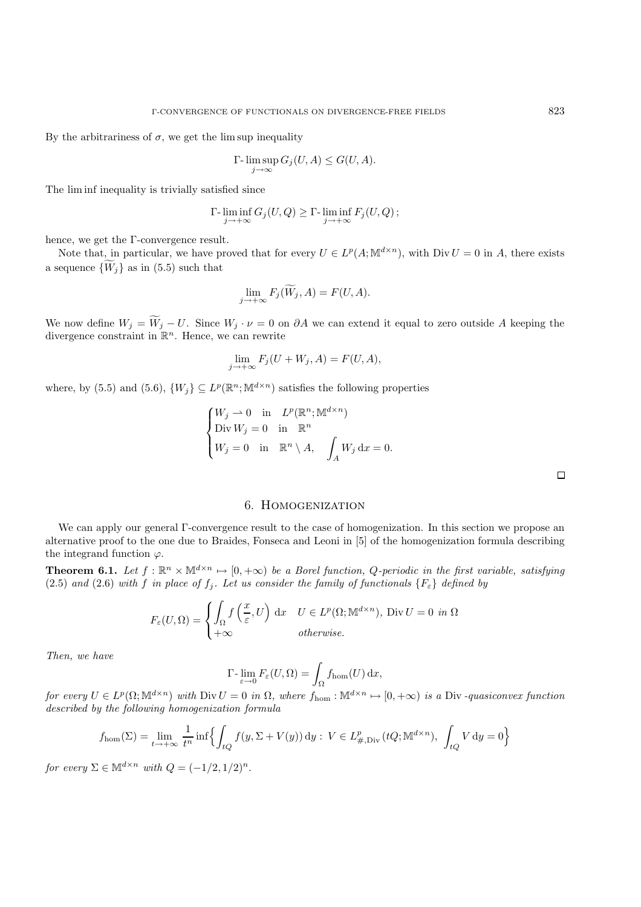By the arbitrariness of $\sigma$, we get the lim sup inequality

$$\Gamma\text{-}\limsup_{j\to\infty} G_j(U,A) \le G(U,A).$$

The lim inf inequality is trivially satisfied since

$$\Gamma\text{-}\liminf_{j\to+\infty} G_j(U,Q) \ge \Gamma\text{-}\liminf_{j\to+\infty} F_j(U,Q)\,;$$

hence, we get the $\Gamma$-convergence result.

Note that, in particular, we have proved that for every $U \in L^p(A;\mathbb{M}^{d\times n})$, with $\operatorname{Div} U = 0$ in $A$, there exists a sequence $\{\widetilde{W}_j\}$ as in (5.5) such that

$$\lim_{j\to+\infty} F_j(\widetilde{W}_j, A) = F(U,A).$$

We now define $W_j = \widetilde{W}_j - U$. Since $W_j \cdot \nu = 0$ on $\partial A$ we can extend it equal to zero outside $A$ keeping the divergence constraint in $\mathbb{R}^n$. Hence, we can rewrite

$$\lim_{j\to+\infty} F_j(U+W_j, A) = F(U,A),$$

where, by (5.5) and (5.6), $\{W_j\} \subseteq L^p(\mathbb{R}^n;\mathbb{M}^{d\times n})$ satisfies the following properties

$$\begin{cases} W_j \rightharpoonup 0 \quad \text{in} \quad L^p(\mathbb{R}^n;\mathbb{M}^{d\times n}) \\ \operatorname{Div} W_j = 0 \quad \text{in} \quad \mathbb{R}^n \\ W_j = 0 \quad \text{in} \quad \mathbb{R}^n \setminus A, \quad \displaystyle\int_A W_j \,\mathrm{d}x = 0. \end{cases}$$

□

## 6. Homogenization

We can apply our general $\Gamma$-convergence result to the case of homogenization. In this section we propose an alternative proof to the one due to Braides, Fonseca and Leoni in [5] of the homogenization formula describing the integrand function $\varphi$.

**Theorem 6.1.** *Let $f : \mathbb{R}^n \times \mathbb{M}^{d\times n} \mapsto [0,+\infty)$ be a Borel function, $Q$-periodic in the first variable, satisfying (2.5) and (2.6) with $f$ in place of $f_j$. Let us consider the family of functionals $\{F_\varepsilon\}$ defined by*

$$F_\varepsilon(U,\Omega) = \begin{cases} \displaystyle\int_\Omega f\left(\frac{x}{\varepsilon}, U\right) \mathrm{d}x & U \in L^p(\Omega;\mathbb{M}^{d\times n}),\ \operatorname{Div} U = 0 \ \textit{in}\ \Omega \\ +\infty & \textit{otherwise.} \end{cases}$$

*Then, we have*

$$\Gamma\text{-}\lim_{\varepsilon\to 0} F_\varepsilon(U,\Omega) = \int_\Omega f_{\mathrm{hom}}(U)\,\mathrm{d}x,$$

*for every $U \in L^p(\Omega;\mathbb{M}^{d\times n})$ with $\operatorname{Div} U = 0$ in $\Omega$, where $f_{\mathrm{hom}} : \mathbb{M}^{d\times n} \mapsto [0,+\infty)$ is a $\operatorname{Div}$-quasiconvex function described by the following homogenization formula*

$$f_{\mathrm{hom}}(\Sigma) = \lim_{t\to+\infty} \frac{1}{t^n} \inf\Big\{ \int_{tQ} f(y, \Sigma + V(y))\,\mathrm{d}y : \ V \in L^p_{\#,\mathrm{Div}}(tQ;\mathbb{M}^{d\times n}),\ \int_{tQ} V\,\mathrm{d}y = 0 \Big\}$$

*for every $\Sigma \in \mathbb{M}^{d\times n}$ with $Q = (-1/2, 1/2)^n$.*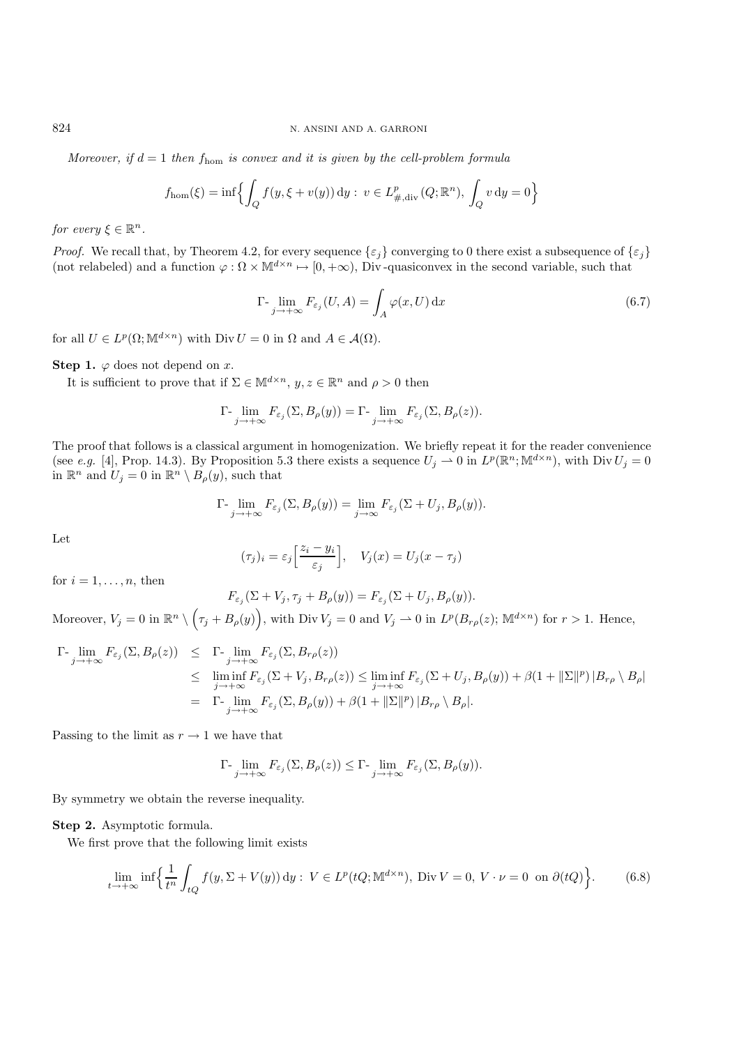*Moreover, if $d = 1$ then $f_{\rm hom}$ is convex and it is given by the cell-problem formula*

$$f_{\rm hom}(\xi) = \inf\Big\{ \int_Q f(y, \xi + v(y))\,{\rm d}y : \; v \in L^p_{\#,{\rm div}}(Q;\mathbb{R}^n), \; \int_Q v\,{\rm d}y = 0 \Big\}$$

*for every $\xi \in \mathbb{R}^n$.*

*Proof.* We recall that, by Theorem 4.2, for every sequence $\{\varepsilon_j\}$ converging to 0 there exist a subsequence of $\{\varepsilon_j\}$ (not relabeled) and a function $\varphi : \Omega \times \mathbb{M}^{d\times n} \mapsto [0, +\infty)$, Div -quasiconvex in the second variable, such that

$$\Gamma\text{-}\lim_{j\to+\infty} F_{\varepsilon_j}(U, A) = \int_A \varphi(x, U)\,{\rm d}x \tag{6.7}$$

for all $U \in L^p(\Omega;\mathbb{M}^{d\times n})$ with ${\rm Div}\, U = 0$ in $\Omega$ and $A \in \mathcal{A}(\Omega)$.

**Step 1.** $\varphi$ does not depend on $x$.

It is sufficient to prove that if $\Sigma \in \mathbb{M}^{d\times n}$, $y, z \in \mathbb{R}^n$ and $\rho > 0$ then

$$\Gamma\text{-}\lim_{j\to+\infty} F_{\varepsilon_j}(\Sigma, B_\rho(y)) = \Gamma\text{-}\lim_{j\to+\infty} F_{\varepsilon_j}(\Sigma, B_\rho(z)).$$

The proof that follows is a classical argument in homogenization. We briefly repeat it for the reader convenience (see *e.g.* [4], Prop. 14.3). By Proposition 5.3 there exists a sequence $U_j \rightharpoonup 0$ in $L^p(\mathbb{R}^n;\mathbb{M}^{d\times n})$, with ${\rm Div}\, U_j = 0$ in $\mathbb{R}^n$ and $U_j = 0$ in $\mathbb{R}^n \setminus B_\rho(y)$, such that

$$\Gamma\text{-}\lim_{j\to+\infty} F_{\varepsilon_j}(\Sigma, B_\rho(y)) = \lim_{j\to\infty} F_{\varepsilon_j}(\Sigma + U_j, B_\rho(y)).$$

Let

$$(\tau_j)_i = \varepsilon_j \Big[\frac{z_i - y_i}{\varepsilon_j}\Big], \quad V_j(x) = U_j(x - \tau_j)$$

for $i = 1, \ldots, n$, then

$$F_{\varepsilon_j}(\Sigma + V_j, \tau_j + B_\rho(y)) = F_{\varepsilon_j}(\Sigma + U_j, B_\rho(y)).$$

Moreover, $V_j = 0$ in $\mathbb{R}^n \setminus \Big(\tau_j + B_\rho(y)\Big)$, with ${\rm Div}\, V_j = 0$ and $V_j \rightharpoonup 0$ in $L^p(B_{r\rho}(z);\,\mathbb{M}^{d\times n})$ for $r > 1$. Hence,

$$\begin{aligned}
\Gamma\text{-}\lim_{j\to+\infty} F_{\varepsilon_j}(\Sigma, B_\rho(z)) &\le \Gamma\text{-}\lim_{j\to+\infty} F_{\varepsilon_j}(\Sigma, B_{r\rho}(z)) \\
&\le \liminf_{j\to+\infty} F_{\varepsilon_j}(\Sigma + V_j, B_{r\rho}(z)) \le \liminf_{j\to+\infty} F_{\varepsilon_j}(\Sigma + U_j, B_\rho(y)) + \beta(1 + \|\Sigma\|^p)\,|B_{r\rho} \setminus B_\rho| \\
&= \Gamma\text{-}\lim_{j\to+\infty} F_{\varepsilon_j}(\Sigma, B_\rho(y)) + \beta(1 + \|\Sigma\|^p)\,|B_{r\rho} \setminus B_\rho|.
\end{aligned}$$

Passing to the limit as $r \to 1$ we have that

$$\Gamma\text{-}\lim_{j\to+\infty} F_{\varepsilon_j}(\Sigma, B_\rho(z)) \le \Gamma\text{-}\lim_{j\to+\infty} F_{\varepsilon_j}(\Sigma, B_\rho(y)).$$

By symmetry we obtain the reverse inequality.

**Step 2.** Asymptotic formula.

We first prove that the following limit exists

$$\lim_{t\to+\infty} \inf\Big\{ \frac{1}{t^n} \int_{tQ} f(y, \Sigma + V(y))\,{\rm d}y : \; V \in L^p(tQ;\mathbb{M}^{d\times n}), \; {\rm Div}\, V = 0, \; V\cdot\nu = 0 \;\text{ on } \partial(tQ) \Big\}. \tag{6.8}$$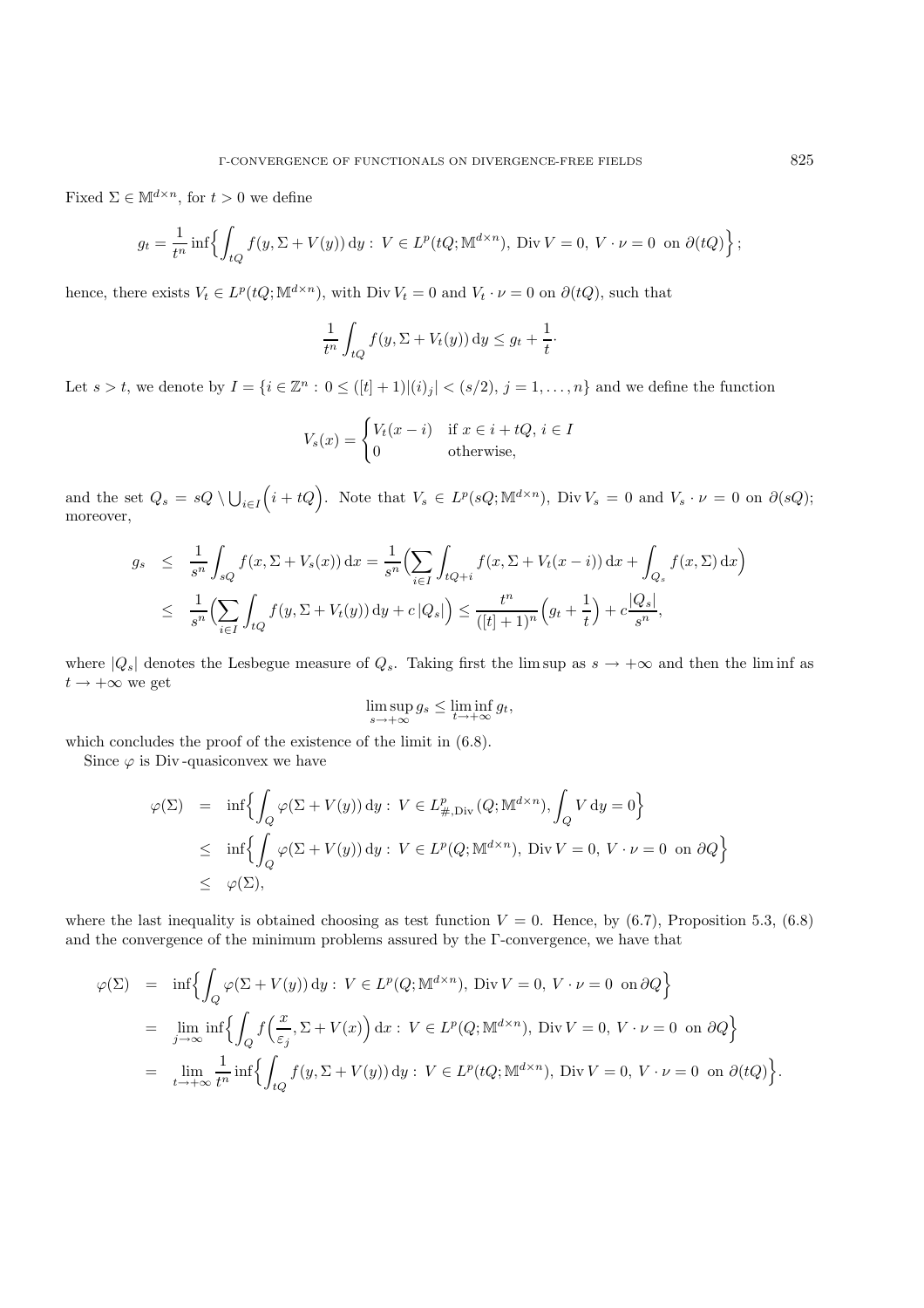Fixed $\Sigma \in \mathbb{M}^{d\times n}$, for $t > 0$ we define

$$g_t = \frac{1}{t^n} \inf\Big\{ \int_{tQ} f(y, \Sigma + V(y))\,\mathrm{d}y :\ V \in L^p(tQ; \mathbb{M}^{d\times n}),\ \mathrm{Div}\, V = 0,\ V\cdot\nu = 0 \ \text{ on } \partial(tQ)\Big\};$$

hence, there exists $V_t \in L^p(tQ; \mathbb{M}^{d\times n})$, with $\mathrm{Div}\, V_t = 0$ and $V_t\cdot\nu = 0$ on $\partial(tQ)$, such that

$$\frac{1}{t^n}\int_{tQ} f(y, \Sigma + V_t(y))\,\mathrm{d}y \le g_t + \frac{1}{t}\cdot$$

Let $s > t$, we denote by $I = \{i \in \mathbb{Z}^n :\ 0 \le ([t]+1)|(i)_j| < (s/2),\ j = 1, \dots, n\}$ and we define the function

$$V_s(x) = \begin{cases} V_t(x - i) & \text{if } x \in i + tQ,\ i \in I \\ 0 & \text{otherwise,}\end{cases}$$

and the set $Q_s = sQ \setminus \bigcup_{i\in I}\Big(i + tQ\Big)$. Note that $V_s \in L^p(sQ; \mathbb{M}^{d\times n})$, $\mathrm{Div}\, V_s = 0$ and $V_s\cdot\nu = 0$ on $\partial(sQ)$; moreover,

$$\begin{aligned} g_s &\le \frac{1}{s^n}\int_{sQ} f(x, \Sigma + V_s(x))\,\mathrm{d}x = \frac{1}{s^n}\Big(\sum_{i\in I}\int_{tQ+i} f(x, \Sigma + V_t(x-i))\,\mathrm{d}x + \int_{Q_s} f(x,\Sigma)\,\mathrm{d}x\Big) \\ &\le \frac{1}{s^n}\Big(\sum_{i\in I}\int_{tQ} f(y, \Sigma + V_t(y))\,\mathrm{d}y + c\,|Q_s|\Big) \le \frac{t^n}{([t]+1)^n}\Big(g_t + \frac{1}{t}\Big) + c\frac{|Q_s|}{s^n}, \end{aligned}$$

where $|Q_s|$ denotes the Lesbegue measure of $Q_s$. Taking first the lim sup as $s \to +\infty$ and then the lim inf as $t \to +\infty$ we get

$$\limsup_{s\to+\infty} g_s \le \liminf_{t\to+\infty} g_t,$$

which concludes the proof of the existence of the limit in (6.8).

Since $\varphi$ is Div-quasiconvex we have

$$\begin{aligned} \varphi(\Sigma) &= \inf\Big\{ \int_Q \varphi(\Sigma + V(y))\,\mathrm{d}y :\ V \in L^p_{\#,\mathrm{Div}}(Q; \mathbb{M}^{d\times n}),\ \int_Q V\,\mathrm{d}y = 0\Big\} \\ &\le \inf\Big\{ \int_Q \varphi(\Sigma + V(y))\,\mathrm{d}y :\ V \in L^p(Q; \mathbb{M}^{d\times n}),\ \mathrm{Div}\, V = 0,\ V\cdot\nu = 0 \ \text{ on } \partial Q\Big\} \\ &\le \varphi(\Sigma), \end{aligned}$$

where the last inequality is obtained choosing as test function $V = 0$. Hence, by (6.7), Proposition 5.3, (6.8) and the convergence of the minimum problems assured by the $\Gamma$-convergence, we have that

$$\begin{aligned} \varphi(\Sigma) &= \inf\Big\{ \int_Q \varphi(\Sigma + V(y))\,\mathrm{d}y :\ V \in L^p(Q; \mathbb{M}^{d\times n}),\ \mathrm{Div}\, V = 0,\ V\cdot\nu = 0 \ \text{ on } \partial Q\Big\} \\ &= \lim_{j\to\infty} \inf\Big\{ \int_Q f\Big(\frac{x}{\varepsilon_j}, \Sigma + V(x)\Big)\,\mathrm{d}x :\ V \in L^p(Q; \mathbb{M}^{d\times n}),\ \mathrm{Div}\, V = 0,\ V\cdot\nu = 0 \ \text{ on } \partial Q\Big\} \\ &= \lim_{t\to+\infty} \frac{1}{t^n}\inf\Big\{ \int_{tQ} f(y, \Sigma + V(y))\,\mathrm{d}y :\ V \in L^p(tQ; \mathbb{M}^{d\times n}),\ \mathrm{Div}\, V = 0,\ V\cdot\nu = 0 \ \text{ on } \partial(tQ)\Big\}. \end{aligned}$$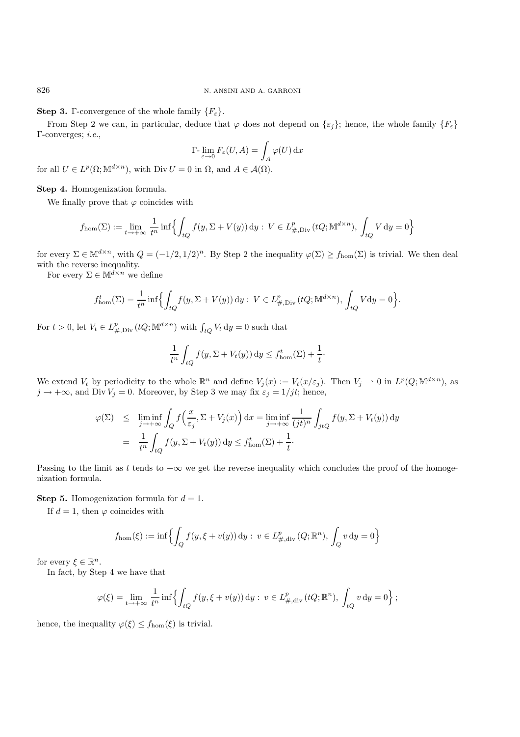**Step 3.** Γ-convergence of the whole family $\{F_\varepsilon\}$.

From Step 2 we can, in particular, deduce that $\varphi$ does not depend on $\{\varepsilon_j\}$; hence, the whole family $\{F_\varepsilon\}$ Γ-converges; *i.e.*,

$$\Gamma\text{-}\lim_{\varepsilon\to 0} F_\varepsilon(U,A) = \int_A \varphi(U)\,\mathrm{d}x$$

for all $U \in L^p(\Omega;\mathbb{M}^{d\times n})$, with $\operatorname{Div} U = 0$ in $\Omega$, and $A \in \mathcal{A}(\Omega)$.

**Step 4.** Homogenization formula.

We finally prove that $\varphi$ coincides with

$$f_{\mathrm{hom}}(\Sigma) := \lim_{t\to+\infty} \frac{1}{t^n} \inf\Big\{ \int_{tQ} f(y,\Sigma + V(y))\,\mathrm{d}y : \; V \in L^p_{\#,\mathrm{Div}}(tQ;\mathbb{M}^{d\times n}),\; \int_{tQ} V\,\mathrm{d}y = 0 \Big\}$$

for every $\Sigma \in \mathbb{M}^{d\times n}$, with $Q = (-1/2,1/2)^n$. By Step 2 the inequality $\varphi(\Sigma) \geq f_{\mathrm{hom}}(\Sigma)$ is trivial. We then deal with the reverse inequality.

For every $\Sigma \in \mathbb{M}^{d\times n}$ we define

$$f^t_{\mathrm{hom}}(\Sigma) = \frac{1}{t^n} \inf\Big\{ \int_{tQ} f(y,\Sigma + V(y))\,\mathrm{d}y : \; V \in L^p_{\#,\mathrm{Div}}(tQ;\mathbb{M}^{d\times n}),\; \int_{tQ} V\mathrm{d}y = 0 \Big\}.$$

For $t > 0$, let $V_t \in L^p_{\#,\mathrm{Div}}(tQ;\mathbb{M}^{d\times n})$ with $\int_{tQ} V_t\,\mathrm{d}y = 0$ such that

$$\frac{1}{t^n}\int_{tQ} f(y,\Sigma + V_t(y))\,\mathrm{d}y \leq f^t_{\mathrm{hom}}(\Sigma) + \frac{1}{t}\cdot$$

We extend $V_t$ by periodicity to the whole $\mathbb{R}^n$ and define $V_j(x) := V_t(x/\varepsilon_j)$. Then $V_j \rightharpoonup 0$ in $L^p(Q;\mathbb{M}^{d\times n})$, as $j \to +\infty$, and $\operatorname{Div} V_j = 0$. Moreover, by Step 3 we may fix $\varepsilon_j = 1/jt$; hence,

$$\begin{aligned}
\varphi(\Sigma) &\leq \liminf_{j\to+\infty} \int_Q f\Big(\frac{x}{\varepsilon_j}, \Sigma + V_j(x)\Big)\,\mathrm{d}x = \liminf_{j\to+\infty} \frac{1}{(jt)^n}\int_{jtQ} f(y,\Sigma + V_t(y))\,\mathrm{d}y \\
&= \frac{1}{t^n}\int_{tQ} f(y,\Sigma + V_t(y))\,\mathrm{d}y \leq f^t_{\mathrm{hom}}(\Sigma) + \frac{1}{t}\cdot
\end{aligned}$$

Passing to the limit as $t$ tends to $+\infty$ we get the reverse inequality which concludes the proof of the homogenization formula.

**Step 5.** Homogenization formula for $d = 1$.

If $d = 1$, then $\varphi$ coincides with

$$f_{\mathrm{hom}}(\xi) := \inf\Big\{ \int_Q f(y,\xi + v(y))\,\mathrm{d}y : \; v \in L^p_{\#,\mathrm{div}}(Q;\mathbb{R}^n),\; \int_Q v\,\mathrm{d}y = 0 \Big\}$$

for every $\xi \in \mathbb{R}^n$.

In fact, by Step 4 we have that

$$\varphi(\xi) = \lim_{t\to+\infty} \frac{1}{t^n} \inf\Big\{ \int_{tQ} f(y,\xi + v(y))\,\mathrm{d}y : \; v \in L^p_{\#,\mathrm{div}}(tQ;\mathbb{R}^n),\; \int_{tQ} v\,\mathrm{d}y = 0 \Big\};$$

hence, the inequality $\varphi(\xi) \leq f_{\mathrm{hom}}(\xi)$ is trivial.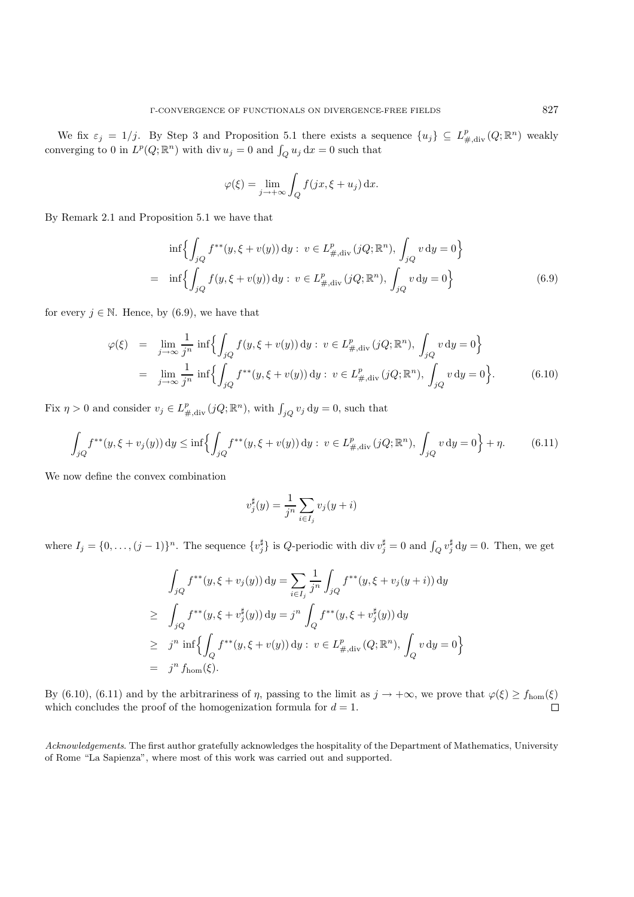We fix $\varepsilon_j = 1/j$. By Step 3 and Proposition 5.1 there exists a sequence $\{u_j\} \subseteq L^p_{\#,\mathrm{div}}(Q;\mathbb{R}^n)$ weakly converging to 0 in $L^p(Q;\mathbb{R}^n)$ with $\operatorname{div} u_j = 0$ and $\int_Q u_j \,\mathrm{d}x = 0$ such that

$$\varphi(\xi) = \lim_{j\to+\infty} \int_Q f(jx, \xi + u_j)\,\mathrm{d}x.$$

By Remark 2.1 and Proposition 5.1 we have that

$$\begin{aligned}
&\inf\Big\{\int_{jQ} f^{**}(y,\xi + v(y))\,\mathrm{d}y : \; v \in L^p_{\#,\mathrm{div}}(jQ;\mathbb{R}^n),\; \int_{jQ} v\,\mathrm{d}y = 0\Big\} \\
= \;& \inf\Big\{\int_{jQ} f(y,\xi + v(y))\,\mathrm{d}y : \; v \in L^p_{\#,\mathrm{div}}(jQ;\mathbb{R}^n),\; \int_{jQ} v\,\mathrm{d}y = 0\Big\}
\end{aligned} \tag{6.9}$$

for every $j \in \mathbb{N}$. Hence, by (6.9), we have that

$$\begin{aligned}
\varphi(\xi) &= \lim_{j\to\infty} \frac{1}{j^n} \inf\Big\{\int_{jQ} f(y,\xi + v(y))\,\mathrm{d}y : \; v \in L^p_{\#,\mathrm{div}}(jQ;\mathbb{R}^n),\; \int_{jQ} v\,\mathrm{d}y = 0\Big\} \\
&= \lim_{j\to\infty} \frac{1}{j^n} \inf\Big\{\int_{jQ} f^{**}(y,\xi + v(y))\,\mathrm{d}y : \; v \in L^p_{\#,\mathrm{div}}(jQ;\mathbb{R}^n),\; \int_{jQ} v\,\mathrm{d}y = 0\Big\}.
\end{aligned} \tag{6.10}$$

Fix $\eta > 0$ and consider $v_j \in L^p_{\#,\mathrm{div}}(jQ;\mathbb{R}^n)$, with $\int_{jQ} v_j\,\mathrm{d}y = 0$, such that

$$\int_{jQ} f^{**}(y,\xi + v_j(y))\,\mathrm{d}y \le \inf\Big\{\int_{jQ} f^{**}(y,\xi + v(y))\,\mathrm{d}y : \; v \in L^p_{\#,\mathrm{div}}(jQ;\mathbb{R}^n),\; \int_{jQ} v\,\mathrm{d}y = 0\Big\} + \eta. \tag{6.11}$$

We now define the convex combination

$$v_j^\sharp(y) = \frac{1}{j^n} \sum_{i\in I_j} v_j(y+i)$$

where $I_j = \{0,\ldots,(j-1)\}^n$. The sequence $\{v_j^\sharp\}$ is $Q$-periodic with $\operatorname{div} v_j^\sharp = 0$ and $\int_Q v_j^\sharp\,\mathrm{d}y = 0$. Then, we get

$$\begin{aligned}
&\int_{jQ} f^{**}(y,\xi + v_j(y))\,\mathrm{d}y = \sum_{i\in I_j} \frac{1}{j^n} \int_{jQ} f^{**}(y,\xi + v_j(y+i))\,\mathrm{d}y \\
\ge \;& \int_{jQ} f^{**}(y,\xi + v_j^\sharp(y))\,\mathrm{d}y = j^n \int_Q f^{**}(y,\xi + v_j^\sharp(y))\,\mathrm{d}y \\
\ge \;& j^n \inf\Big\{\int_Q f^{**}(y,\xi + v(y))\,\mathrm{d}y : \; v \in L^p_{\#,\mathrm{div}}(Q;\mathbb{R}^n),\; \int_Q v\,\mathrm{d}y = 0\Big\} \\
= \;& j^n f_{\mathrm{hom}}(\xi).
\end{aligned}$$

By (6.10), (6.11) and by the arbitrariness of $\eta$, passing to the limit as $j \to +\infty$, we prove that $\varphi(\xi) \ge f_{\mathrm{hom}}(\xi)$ which concludes the proof of the homogenization formula for $d = 1$. □

*Acknowledgements*. The first author gratefully acknowledges the hospitality of the Department of Mathematics, University of Rome "La Sapienza", where most of this work was carried out and supported.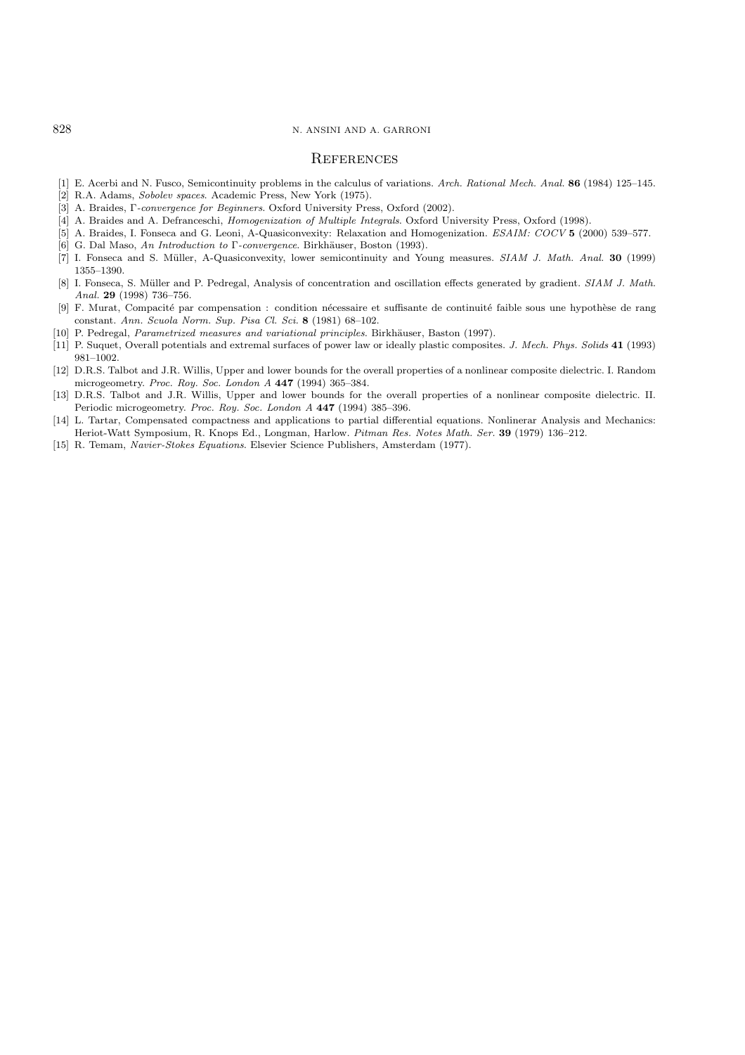## References

[1] E. Acerbi and N. Fusco, Semicontinuity problems in the calculus of variations. *Arch. Rational Mech. Anal.* **86** (1984) 125–145.

[2] R.A. Adams, *Sobolev spaces*. Academic Press, New York (1975).

[3] A. Braides, $\Gamma$*-convergence for Beginners*. Oxford University Press, Oxford (2002).

[4] A. Braides and A. Defranceschi, *Homogenization of Multiple Integrals*. Oxford University Press, Oxford (1998).

[5] A. Braides, I. Fonseca and G. Leoni, A-Quasiconvexity: Relaxation and Homogenization. *ESAIM: COCV* **5** (2000) 539–577.

[6] G. Dal Maso, *An Introduction to* $\Gamma$*-convergence*. Birkhäuser, Boston (1993).

[7] I. Fonseca and S. Müller, A-Quasiconvexity, lower semicontinuity and Young measures. *SIAM J. Math. Anal.* **30** (1999) 1355–1390.

[8] I. Fonseca, S. Müller and P. Pedregal, Analysis of concentration and oscillation effects generated by gradient. *SIAM J. Math. Anal.* **29** (1998) 736–756.

[9] F. Murat, Compacité par compensation : condition nécessaire et suffisante de continuité faible sous une hypothèse de rang constant. *Ann. Scuola Norm. Sup. Pisa Cl. Sci.* **8** (1981) 68–102.

[10] P. Pedregal, *Parametrized measures and variational principles*. Birkhäuser, Baston (1997).

[11] P. Suquet, Overall potentials and extremal surfaces of power law or ideally plastic composites. *J. Mech. Phys. Solids* **41** (1993) 981–1002.

[12] D.R.S. Talbot and J.R. Willis, Upper and lower bounds for the overall properties of a nonlinear composite dielectric. I. Random microgeometry. *Proc. Roy. Soc. London A* **447** (1994) 365–384.

[13] D.R.S. Talbot and J.R. Willis, Upper and lower bounds for the overall properties of a nonlinear composite dielectric. II. Periodic microgeometry. *Proc. Roy. Soc. London A* **447** (1994) 385–396.

[14] L. Tartar, Compensated compactness and applications to partial differential equations. Nonlinerar Analysis and Mechanics: Heriot-Watt Symposium, R. Knops Ed., Longman, Harlow. *Pitman Res. Notes Math. Ser.* **39** (1979) 136–212.

[15] R. Temam, *Navier-Stokes Equations*. Elsevier Science Publishers, Amsterdam (1977).